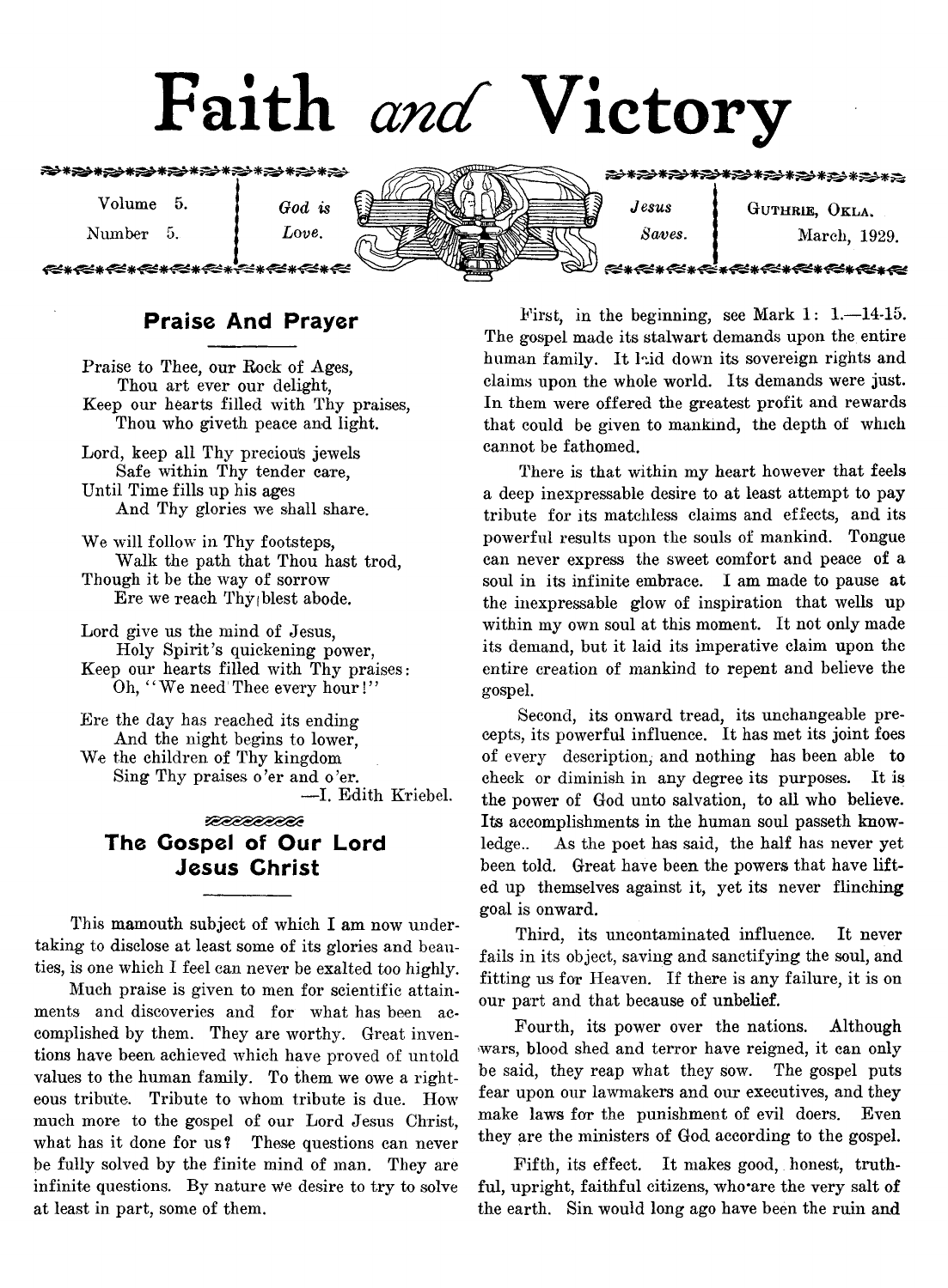# Faith and Victory

Volume 5. Number 5. | God is Love. | Jesus Saves. | GUTHRIE, OKLA. March, 1929.

## Praise And Prayer

Praise to Thee, our Rock of Ages,
Thou art ever our delight,
Keep our hearts filled with Thy praises,
Thou who giveth peace and light.

Lord, keep all Thy precious jewels
Safe within Thy tender care,
Until Time fills up his ages
And Thy glories we shall share.

We will follow in Thy footsteps,
Walk the path that Thou hast trod,
Though it be the way of sorrow
Ere we reach Thy blest abode.

Lord give us the mind of Jesus,
Holy Spirit's quickening power,
Keep our hearts filled with Thy praises:
Oh, "We need Thee every hour!"

Ere the day has reached its ending
And the night begins to lower,
We the children of Thy kingdom
Sing Thy praises o'er and o'er.

—I. Edith Kriebel.

## The Gospel of Our Lord Jesus Christ

This mamouth subject of which I am now undertaking to disclose at least some of its glories and beauties, is one which I feel can never be exalted too highly.

Much praise is given to men for scientific attainments and discoveries and for what has been accomplished by them. They are worthy. Great inventions have been achieved which have proved of untold values to the human family. To them we owe a righteous tribute. Tribute to whom tribute is due. How much more to the gospel of our Lord Jesus Christ, what has it done for us? These questions can never be fully solved by the finite mind of man. They are infinite questions. By nature we desire to try to solve at least in part, some of them.

First, in the beginning, see Mark 1: 1.—14-15. The gospel made its stalwart demands upon the entire human family. It laid down its sovereign rights and claims upon the whole world. Its demands were just. In them were offered the greatest profit and rewards that could be given to mankind, the depth of which cannot be fathomed.

There is that within my heart however that feels a deep inexpressable desire to at least attempt to pay tribute for its matchless claims and effects, and its powerful results upon the souls of mankind. Tongue can never express the sweet comfort and peace of a soul in its infinite embrace. I am made to pause at the inexpressable glow of inspiration that wells up within my own soul at this moment. It not only made its demand, but it laid its imperative claim upon the entire creation of mankind to repent and believe the gospel.

Second, its onward tread, its unchangeable precepts, its powerful influence. It has met its joint foes of every description, and nothing has been able to check or diminish in any degree its purposes. It is the power of God unto salvation, to all who believe. Its accomplishments in the human soul passeth knowledge.. As the poet has said, the half has never yet been told. Great have been the powers that have lifted up themselves against it, yet its never flinching goal is onward.

Third, its uncontaminated influence. It never fails in its object, saving and sanctifying the soul, and fitting us for Heaven. If there is any failure, it is on our part and that because of unbelief.

Fourth, its power over the nations. Although wars, blood shed and terror have reigned, it can only be said, they reap what they sow. The gospel puts fear upon our lawmakers and our executives, and they make laws for the punishment of evil doers. Even they are the ministers of God according to the gospel.

Fifth, its effect. It makes good, honest, truthful, upright, faithful citizens, who are the very salt of the earth. Sin would long ago have been the ruin and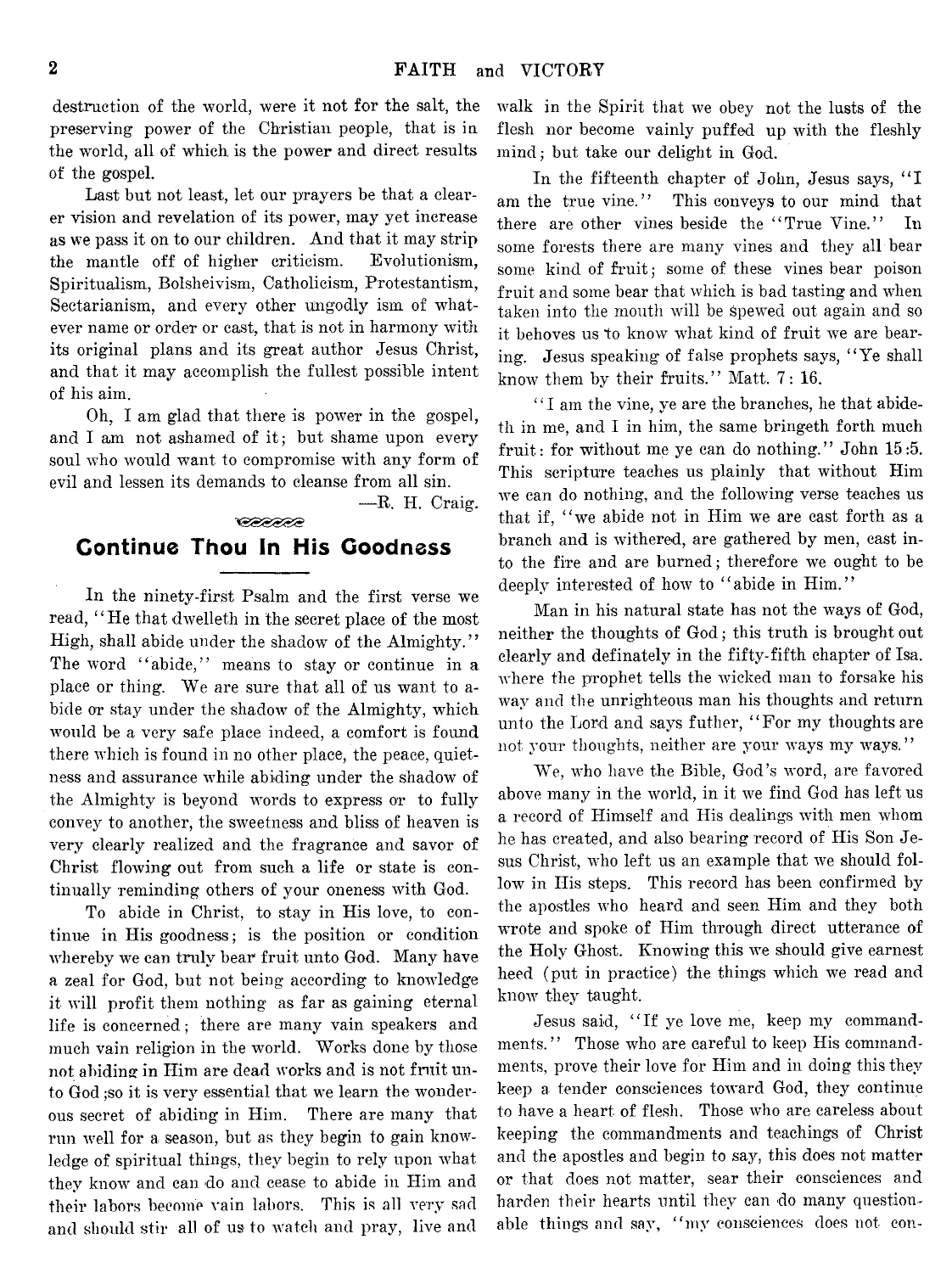destruction of the world, were it not for the salt, the preserving power of the Christian people, that is in the world, all of which is the power and direct results of the gospel.

Last but not least, let our prayers be that a clearer vision and revelation of its power, may yet increase as we pass it on to our children. And that it may strip the mantle off of higher criticism. Evolutionism, Spiritualism, Bolsheivism, Catholicism, Protestantism, Sectarianism, and every other ungodly ism of whatever name or order or cast, that is not in harmony with its original plans and its great author Jesus Christ, and that it may accomplish the fullest possible intent of his aim.

Oh, I am glad that there is power in the gospel, and I am not ashamed of it; but shame upon every soul who would want to compromise with any form of evil and lessen its demands to cleanse from all sin.

—R. H. Craig.

## Continue Thou In His Goodness

In the ninety-first Psalm and the first verse we read, "He that dwelleth in the secret place of the most High, shall abide under the shadow of the Almighty." The word "abide," means to stay or continue in a place or thing. We are sure that all of us want to abide or stay under the shadow of the Almighty, which would be a very safe place indeed, a comfort is found there which is found in no other place, the peace, quietness and assurance while abiding under the shadow of the Almighty is beyond words to express or to fully convey to another, the sweetness and bliss of heaven is very clearly realized and the fragrance and savor of Christ flowing out from such a life or state is continually reminding others of your oneness with God.

To abide in Christ, to stay in His love, to continue in His goodness; is the position or condition whereby we can truly bear fruit unto God. Many have a zeal for God, but not being according to knowledge it will profit them nothing as far as gaining eternal life is concerned; there are many vain speakers and much vain religion in the world. Works done by those not abiding in Him are dead works and is not fruit unto God ;so it is very essential that we learn the wonderous secret of abiding in Him. There are many that run well for a season, but as they begin to gain knowledge of spiritual things, they begin to rely upon what they know and can do and cease to abide in Him and their labors become vain labors. This is all very sad and should stir all of us to watch and pray, live and walk in the Spirit that we obey not the lusts of the flesh nor become vainly puffed up with the fleshly mind; but take our delight in God.

In the fifteenth chapter of John, Jesus says, "I am the true vine." This conveys to our mind that there are other vines beside the "True Vine." In some forests there are many vines and they all bear some kind of fruit; some of these vines bear poison fruit and some bear that which is bad tasting and when taken into the mouth will be spewed out again and so it behoves us to know what kind of fruit we are bearing. Jesus speaking of false prophets says, "Ye shall know them by their fruits." Matt. 7: 16.

"I am the vine, ye are the branches, he that abideth in me, and I in him, the same bringeth forth much fruit: for without me ye can do nothing." John 15:5. This scripture teaches us plainly that without Him we can do nothing, and the following verse teaches us that if, "we abide not in Him we are cast forth as a branch and is withered, are gathered by men, cast into the fire and are burned; therefore we ought to be deeply interested of how to "abide in Him."

Man in his natural state has not the ways of God, neither the thoughts of God; this truth is brought out clearly and definately in the fifty-fifth chapter of Isa. where the prophet tells the wicked man to forsake his way and the unrighteous man his thoughts and return unto the Lord and says futher, "For my thoughts are not your thoughts, neither are your ways my ways."

We, who have the Bible, God's word, are favored above many in the world, in it we find God has left us a record of Himself and His dealings with men whom he has created, and also bearing record of His Son Jesus Christ, who left us an example that we should follow in His steps. This record has been confirmed by the apostles who heard and seen Him and they both wrote and spoke of Him through direct utterance of the Holy Ghost. Knowing this we should give earnest heed (put in practice) the things which we read and know they taught.

Jesus said, "If ye love me, keep my commandments." Those who are careful to keep His commandments, prove their love for Him and in doing this they keep a tender consciences toward God, they continue to have a heart of flesh. Those who are careless about keeping the commandments and teachings of Christ and the apostles and begin to say, this does not matter or that does not matter, sear their consciences and harden their hearts until they can do many questionable things and say, "my consciences does not con-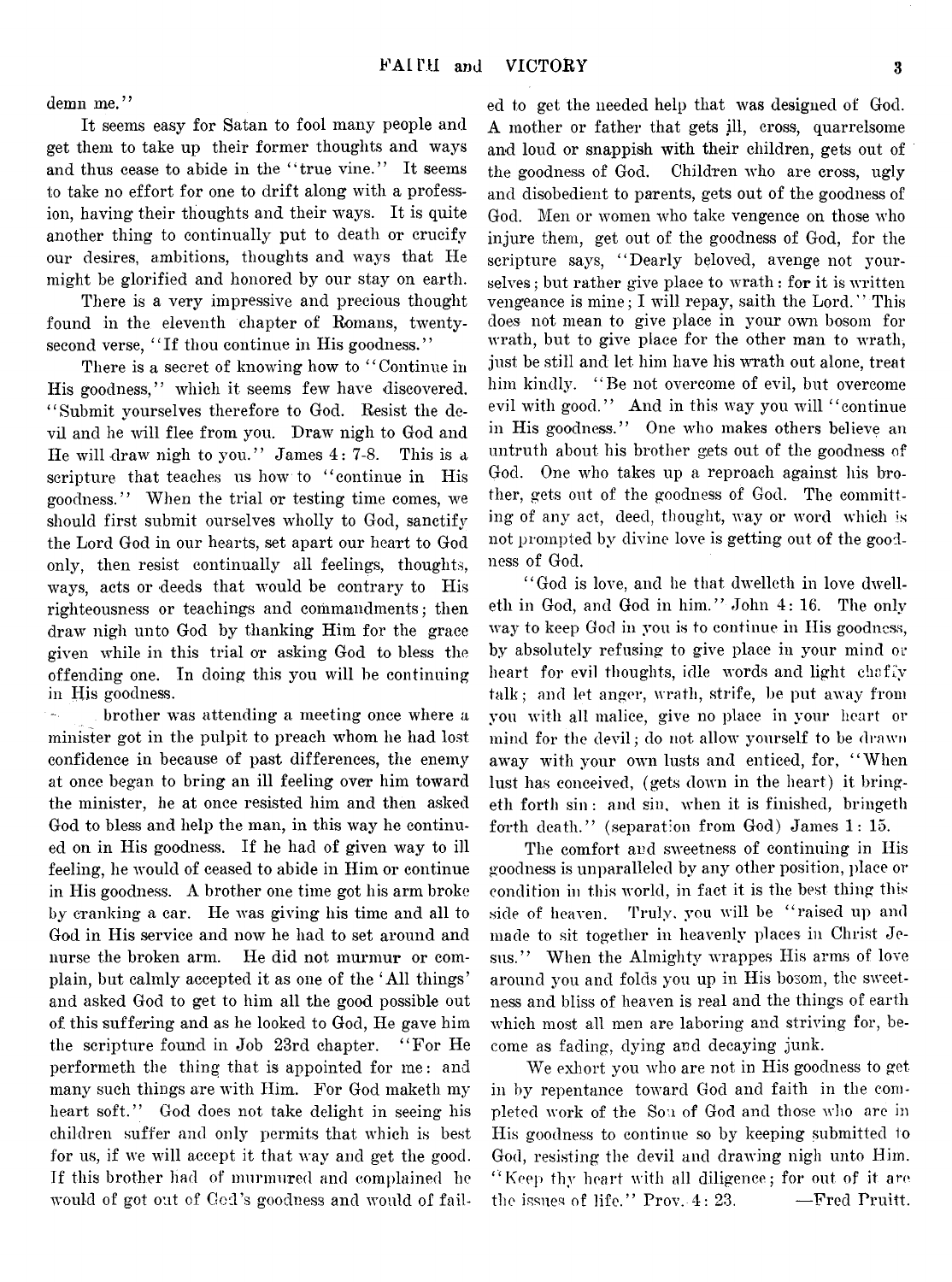demn me."

It seems easy for Satan to fool many people and get them to take up their former thoughts and ways and thus cease to abide in the "true vine." It seems to take no effort for one to drift along with a profession, having their thoughts and their ways. It is quite another thing to continually put to death or crucify our desires, ambitions, thoughts and ways that He might be glorified and honored by our stay on earth.

There is a very impressive and precious thought found in the eleventh chapter of Romans, twenty-second verse, "If thou continue in His goodness."

There is a secret of knowing how to "Continue in His goodness," which it seems few have discovered. "Submit yourselves therefore to God. Resist the devil and he will flee from you. Draw nigh to God and He will draw nigh to you." James 4: 7-8. This is a scripture that teaches us how to "continue in His goodness." When the trial or testing time comes, we should first submit ourselves wholly to God, sanctify the Lord God in our hearts, set apart our heart to God only, then resist continually all feelings, thoughts, ways, acts or deeds that would be contrary to His righteousness or teachings and commandments; then draw nigh unto God by thanking Him for the grace given while in this trial or asking God to bless the offending one. In doing this you will be continuing in His goodness.

brother was attending a meeting once where a minister got in the pulpit to preach whom he had lost confidence in because of past differences, the enemy at once began to bring an ill feeling over him toward the minister, he at once resisted him and then asked God to bless and help the man, in this way he continued on in His goodness. If he had of given way to ill feeling, he would of ceased to abide in Him or continue in His goodness. A brother one time got his arm broke by cranking a car. He was giving his time and all to God in His service and now he had to set around and nurse the broken arm. He did not murmur or complain, but calmly accepted it as one of the 'All things' and asked God to get to him all the good possible out of this suffering and as he looked to God, He gave him the scripture found in Job 23rd chapter. "For He performeth the thing that is appointed for me: and many such things are with Him. For God maketh my heart soft." God does not take delight in seeing his children suffer and only permits that which is best for us, if we will accept it that way and get the good. If this brother had of murmured and complained he would of got out of God's goodness and would of failed to get the needed help that was designed of God. A mother or father that gets ill, cross, quarrelsome and loud or snappish with their children, gets out of the goodness of God. Children who are cross, ugly and disobedient to parents, gets out of the goodness of God. Men or women who take vengence on those who injure them, get out of the goodness of God, for the scripture says, "Dearly beloved, avenge not yourselves; but rather give place to wrath: for it is written vengeance is mine; I will repay, saith the Lord." This does not mean to give place in your own bosom for wrath, but to give place for the other man to wrath, just be still and let him have his wrath out alone, treat him kindly. "Be not overcome of evil, but overcome evil with good." And in this way you will "continue in His goodness." One who makes others believe an untruth about his brother gets out of the goodness of God. One who takes up a reproach against his brother, gets out of the goodness of God. The committing of any act, deed, thought, way or word which is not prompted by divine love is getting out of the goodness of God.

"God is love, and he that dwelleth in love dwelleth in God, and God in him." John 4: 16. The only way to keep God in you is to continue in His goodness, by absolutely refusing to give place in your mind or heart for evil thoughts, idle words and light chaffy talk; and let anger, wrath, strife, be put away from you with all malice, give no place in your heart or mind for the devil; do not allow yourself to be drawn away with your own lusts and enticed, for, "When lust has conceived, (gets down in the heart) it bringeth forth sin: and sin, when it is finished, bringeth forth death." (separation from God) James 1: 15.

The comfort and sweetness of continuing in His goodness is unparalleled by any other position, place or condition in this world, in fact it is the best thing this side of heaven. Truly, you will be "raised up and made to sit together in heavenly places in Christ Jesus." When the Almighty wrappes His arms of love around you and folds you up in His bosom, the sweetness and bliss of heaven is real and the things of earth which most all men are laboring and striving for, become as fading, dying and decaying junk.

We exhort you who are not in His goodness to get in by repentance toward God and faith in the completed work of the Son of God and those who are in His goodness to continue so by keeping submitted to God, resisting the devil and drawing nigh unto Him. "Keep thy heart with all diligence; for out of it are the issues of life." Prov. 4: 23. —Fred Pruitt.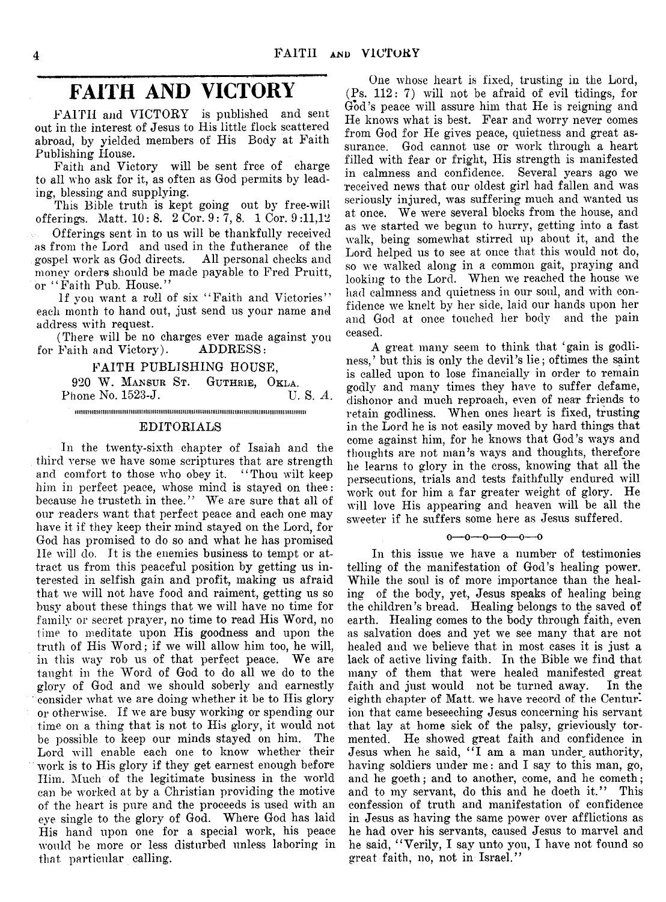# FAITH AND VICTORY

FAITH and VICTORY is published and sent out in the interest of Jesus to His little flock scattered abroad, by yielded members of His Body at Faith Publishing House.

Faith and Victory will be sent free of charge to all who ask for it, as often as God permits by leading, blessing and supplying.

This Bible truth is kept going out by free-will offerings. Matt. 10: 8. 2 Cor. 9: 7, 8. 1 Cor. 9 :11,12

Offerings sent in to us will be thankfully received as from the Lord and used in the futherance of the gospel work as God directs. All personal checks and money orders should be made payable to Fred Pruitt, or "Faith Pub. House."

If you want a roll of six "Faith and Victories" each month to hand out, just send us your name and address with request.

(There will be no charges ever made against you for Faith and Victory). ADDRESS:

FAITH PUBLISHING HOUSE,
920 W. MANSUR ST. GUTHRIE, OKLA.
Phone No. 1523-J. U. S. A.

## EDITORIALS

In the twenty-sixth chapter of Isaiah and the third verse we have some scriptures that are strength and comfort to those who obey it. "Thou wilt keep him in perfect peace, whose mind is stayed on thee: because he trusteth in thee." We are sure that all of our readers want that perfect peace and each one may have it if they keep their mind stayed on the Lord, for God has promised to do so and what he has promised He will do. It is the enemies business to tempt or attract us from this peaceful position by getting us interested in selfish gain and profit, making us afraid that we will not have food and raiment, getting us so busy about these things that we will have no time for family or secret prayer, no time to read His Word, no time to meditate upon His goodness and upon the truth of His Word; if we will allow him too, he will, in this way rob us of that perfect peace. We are taught in the Word of God to do all we do to the glory of God and we should soberly and earnestly consider what we are doing whether it be to His glory or otherwise. If we are busy working or spending our time on a thing that is not to His glory, it would not be possible to keep our minds stayed on him. The Lord will enable each one to know whether their work is to His glory if they get earnest enough before Him. Much of the legitimate business in the world can be worked at by a Christian providing the motive of the heart is pure and the proceeds is used with an eye single to the glory of God. Where God has laid His hand upon one for a special work, his peace would be more or less disturbed unless laboring in that particular calling.

One whose heart is fixed, trusting in the Lord, (Ps. 112: 7) will not be afraid of evil tidings, for God's peace will assure him that He is reigning and He knows what is best. Fear and worry never comes from God for He gives peace, quietness and great assurance. God cannot use or work through a heart filled with fear or fright, His strength is manifested in calmness and confidence. Several years ago we received news that our oldest girl had fallen and was seriously injured, was suffering much and wanted us at once. We were several blocks from the house, and as we started we begun to hurry, getting into a fast walk, being somewhat stirred up about it, and the Lord helped us to see at once that this would not do, so we walked along in a common gait, praying and looking to the Lord. When we reached the house we had calmness and quietness in our soul, and with confidence we knelt by her side, laid our hands upon her and God at once touched her body and the pain ceased.

A great many seem to think that 'gain is godliness,' but this is only the devil's lie; oftimes the saint is called upon to lose financially in order to remain godly and many times they have to suffer defame, dishonor and much reproach, even of near friends to retain godliness. When ones heart is fixed, trusting in the Lord he is not easily moved by hard things that come against him, for he knows that God's ways and thoughts are not man's ways and thoughts, therefore he learns to glory in the cross, knowing that all the persecutions, trials and tests faithfully endured will work out for him a far greater weight of glory. He will love His appearing and heaven will be all the sweeter if he suffers some here as Jesus suffered.

o—o—o—o—o—o

In this issue we have a number of testimonies telling of the manifestation of God's healing power. While the soul is of more importance than the healing of the body, yet, Jesus speaks of healing being the children's bread. Healing belongs to the saved of earth. Healing comes to the body through faith, even as salvation does and yet we see many that are not healed and we believe that in most cases it is just a lack of active living faith. In the Bible we find that many of them that were healed manifested great faith and just would not be turned away. In the eighth chapter of Matt. we have record of the Centurion that came beseeching Jesus concerning his servant that lay at home sick of the palsy, grieviously tormented. He showed great faith and confidence in Jesus when he said, "I am a man under authority, having soldiers under me: and I say to this man, go, and he goeth; and to another, come, and he cometh; and to my servant, do this and he doeth it." This confession of truth and manifestation of confidence in Jesus as having the same power over afflictions as he had over his servants, caused Jesus to marvel and he said, "Verily, I say unto you, I have not found so great faith, no, not in Israel."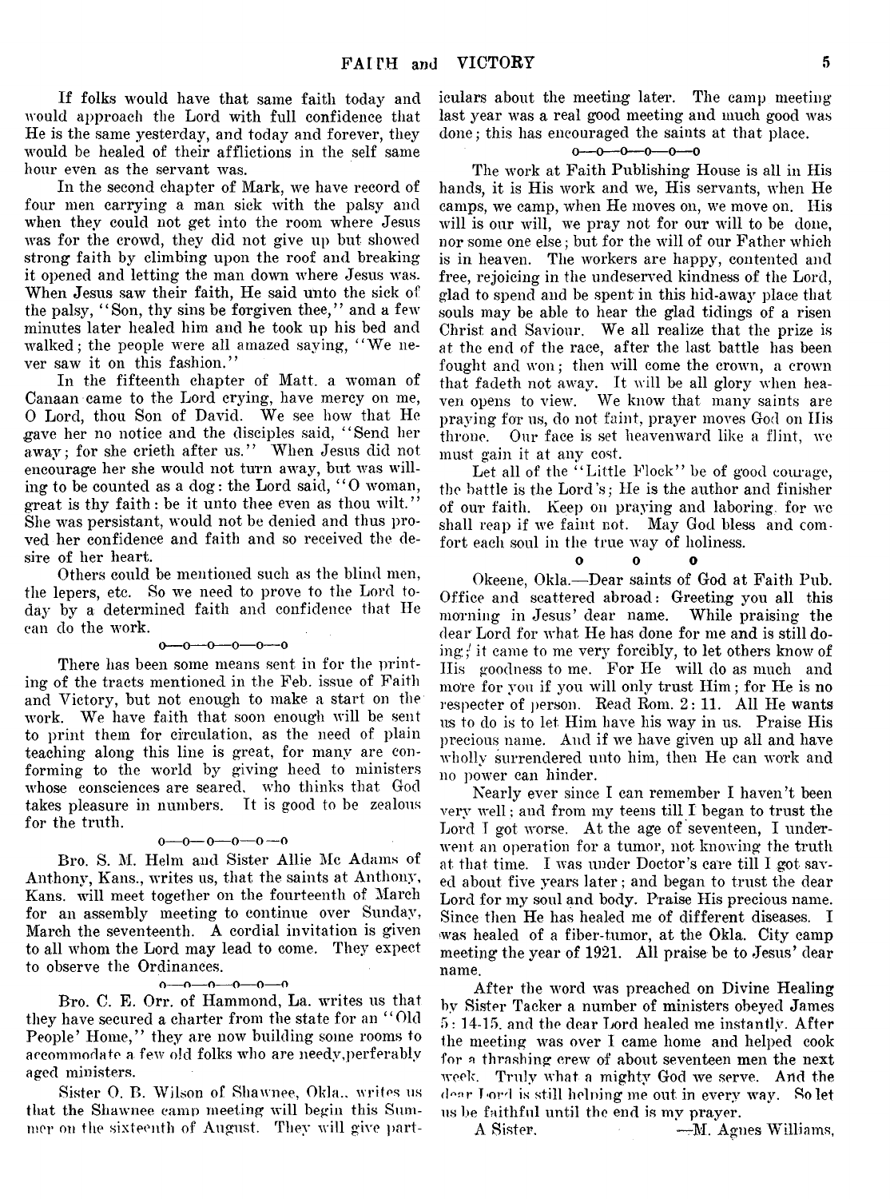If folks would have that same faith today and would approach the Lord with full confidence that He is the same yesterday, and today and forever, they would be healed of their afflictions in the self same hour even as the servant was.

In the second chapter of Mark, we have record of four men carrying a man sick with the palsy and when they could not get into the room where Jesus was for the crowd, they did not give up but showed strong faith by climbing upon the roof and breaking it opened and letting the man down where Jesus was. When Jesus saw their faith, He said unto the sick of the palsy, "Son, thy sins be forgiven thee," and a few minutes later healed him and he took up his bed and walked; the people were all amazed saying, "We never saw it on this fashion."

In the fifteenth chapter of Matt. a woman of Canaan came to the Lord crying, have mercy on me, O Lord, thou Son of David. We see how that He gave her no notice and the disciples said, "Send her away; for she crieth after us." When Jesus did not encourage her she would not turn away, but was willing to be counted as a dog: the Lord said, "O woman, great is thy faith: be it unto thee even as thou wilt." She was persistant, would not be denied and thus proved her confidence and faith and so received the desire of her heart.

Others could be mentioned such as the blind men, the lepers, etc. So we need to prove to the Lord today by a determined faith and confidence that He can do the work.

o—o—o—o—o—o

There has been some means sent in for the printing of the tracts mentioned in the Feb. issue of Faith and Victory, but not enough to make a start on the work. We have faith that soon enough will be sent to print them for circulation, as the need of plain teaching along this line is great, for many are conforming to the world by giving heed to ministers whose consciences are seared, who thinks that God takes pleasure in numbers. It is good to be zealous for the truth.

o—o—o—o—o—o

Bro. S. M. Helm and Sister Allie Mc Adams of Anthony, Kans., writes us, that the saints at Anthony, Kans. will meet together on the fourteenth of March for an assembly meeting to continue over Sunday, March the seventeenth. A cordial invitation is given to all whom the Lord may lead to come. They expect to observe the Ordinances.

o—o—o—o—o—o

Bro. C. E. Orr. of Hammond, La. writes us that they have secured a charter from the state for an "Old People' Home," they are now building some rooms to accommodate a few old folks who are needy,perferably aged ministers.

Sister O. B. Wilson of Shawnee, Okla., writes us that the Shawnee camp meeting will begin this Summer on the sixteenth of August. They will give particulars about the meeting later. The camp meeting last year was a real good meeting and much good was done; this has encouraged the saints at that place.

o—o—o—o—o—o

The work at Faith Publishing House is all in His hands, it is His work and we, His servants, when He camps, we camp, when He moves on, we move on. His will is our will, we pray not for our will to be done, nor some one else; but for the will of our Father which is in heaven. The workers are happy, contented and free, rejoicing in the undeserved kindness of the Lord, glad to spend and be spent in this hid-away place that souls may be able to hear the glad tidings of a risen Christ and Saviour. We all realize that the prize is at the end of the race, after the last battle has been fought and won; then will come the crown, a crown that fadeth not away. It will be all glory when heaven opens to view. We know that many saints are praying for us, do not faint, prayer moves God on His throne. Our face is set heavenward like a flint, we must gain it at any cost.

Let all of the "Little Flock" be of good courage, the battle is the Lord's; He is the author and finisher of our faith. Keep on praying and laboring, for we shall reap if we faint not. May God bless and comfort each soul in the true way of holiness.

o o o

Okeene, Okla.—Dear saints of God at Faith Pub. Office and scattered abroad: Greeting you all this morning in Jesus' dear name. While praising the dear Lord for what He has done for me and is still doing; it came to me very forcibly, to let others know of His goodness to me. For He will do as much and more for you if you will only trust Him; for He is no respecter of person. Read Rom. 2: 11. All He wants us to do is to let Him have his way in us. Praise His precious name. And if we have given up all and have wholly surrendered unto him, then He can work and no power can hinder.

Nearly ever since I can remember I haven't been very well; and from my teens till I began to trust the Lord I got worse. At the age of seventeen, I underwent an operation for a tumor, not knowing the truth at that time. I was under Doctor's care till I got saved about five years later; and began to trust the dear Lord for my soul and body. Praise His precious name. Since then He has healed me of different diseases. I was healed of a fiber-tumor, at the Okla. City camp meeting the year of 1921. All praise be to Jesus' dear name.

After the word was preached on Divine Healing by Sister Tacker a number of ministers obeyed James 5: 14-15. and the dear Lord healed me instantly. After the meeting was over I came home and helped cook for a thrashing crew of about seventeen men the next week. Truly what a mighty God we serve. And the dear Lord is still helping me out in every way. So let us be faithful until the end is my prayer.

A Sister. —M. Agnes Williams,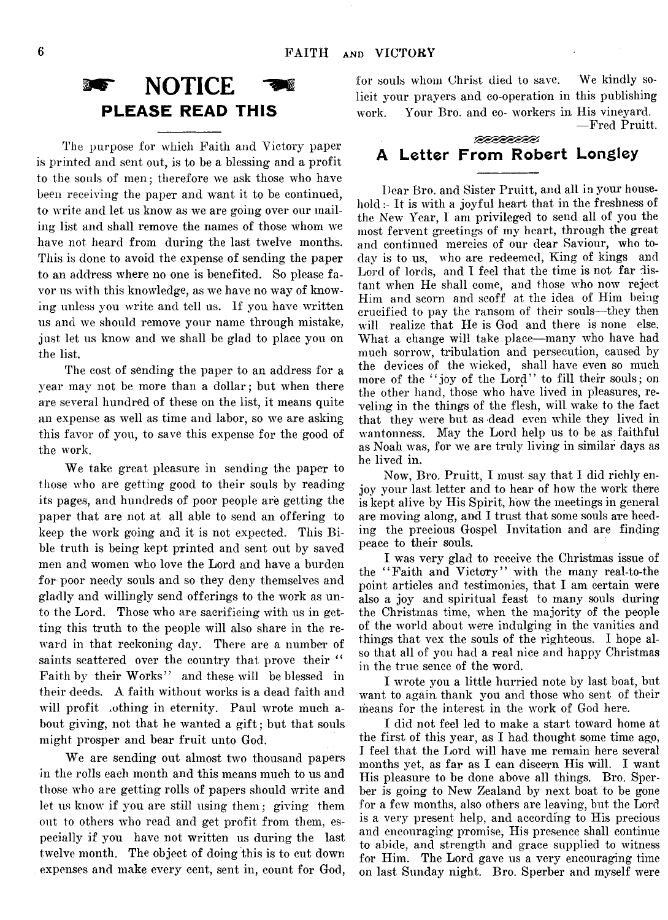# NOTICE

## PLEASE READ THIS

The purpose for which Faith and Victory paper is printed and sent out, is to be a blessing and a profit to the souls of men; therefore we ask those who have been receiving the paper and want it to be continued, to write and let us know as we are going over our mailing list and shall remove the names of those whom we have not heard from during the last twelve months. This is done to avoid the expense of sending the paper to an address where no one is benefited. So please favor us with this knowledge, as we have no way of knowing unless you write and tell us. If you have written us and we should remove your name through mistake, just let us know and we shall be glad to place you on the list.

The cost of sending the paper to an address for a year may not be more than a dollar; but when there are several hundred of these on the list, it means quite an expense as well as time and labor, so we are asking this favor of you, to save this expense for the good of the work.

We take great pleasure in sending the paper to those who are getting good to their souls by reading its pages, and hundreds of poor people are getting the paper that are not at all able to send an offering to keep the work going and it is not expected. This Bible truth is being kept printed and sent out by saved men and women who love the Lord and have a burden for poor needy souls and so they deny themselves and gladly and willingly send offerings to the work as unto the Lord. Those who are sacrificing with us in getting this truth to the people will also share in the reward in that reckoning day. There are a number of saints scattered over the country that prove their "Faith by their Works" and these will be blessed in their deeds. A faith without works is a dead faith and will profit .othing in eternity. Paul wrote much about giving, not that he wanted a gift; but that souls might prosper and bear fruit unto God.

We are sending out almost two thousand papers in the rolls each month and this means much to us and those who are getting rolls of papers should write and let us know if you are still using them; giving them out to others who read and get profit from them, especially if you have not written us during the last twelve month. The object of doing this is to cut down expenses and make every cent, sent in, count for God, for souls whom Christ died to save. We kindly solicit your prayers and co-operation in this publishing work. Your Bro. and co- workers in His vineyard.

—Fred Pruitt.

## A Letter From Robert Longley

Dear Bro. and Sister Pruitt, and all in your household:- It is with a joyful heart that in the freshness of the New Year, I am privileged to send all of you the most fervent greetings of my heart, through the great and continued mercies of our dear Saviour, who today is to us, who are redeemed, King of kings and Lord of lords, and I feel that the time is not far distant when He shall come, and those who now reject Him and scorn and scoff at the idea of Him being crucified to pay the ransom of their souls—they then will realize that He is God and there is none else. What a change will take place—many who have had much sorrow, tribulation and persecution, caused by the devices of the wicked, shall have even so much more of the "joy of the Lord" to fill their souls; on the other hand, those who have lived in pleasures, reveling in the things of the flesh, will wake to the fact that they were but as dead even while they lived in wantonness. May the Lord help us to be as faithful as Noah was, for we are truly living in similar days as he lived in.

Now, Bro. Pruitt, I must say that I did richly enjoy your last letter and to hear of how the work there is kept alive by His Spirit, how the meetings in general are moving along, and I trust that some souls are heeding the precious Gospel Invitation and are finding peace to their souls.

I was very glad to receive the Christmas issue of the "Faith and Victory" with the many real-to-the point articles and testimonies, that I am certain were also a joy and spiritual feast to many souls during the Christmas time, when the majority of the people of the world about were indulging in the vanities and things that vex the souls of the righteous. I hope also that all of you had a real nice and happy Christmas in the true sence of the word.

I wrote you a little hurried note by last boat, but want to again thank you and those who sent of their means for the interest in the work of God here.

I did not feel led to make a start toward home at the first of this year, as I had thought some time ago, I feel that the Lord will have me remain here several months yet, as far as I can discern His will. I want His pleasure to be done above all things. Bro. Sperber is going to New Zealand by next boat to be gone for a few months, also others are leaving, but the Lord is a very present help, and according to His precious and encouraging promise, His presence shall continue to abide, and strength and grace supplied to witness for Him. The Lord gave us a very encouraging time on last Sunday night. Bro. Sperber and myself were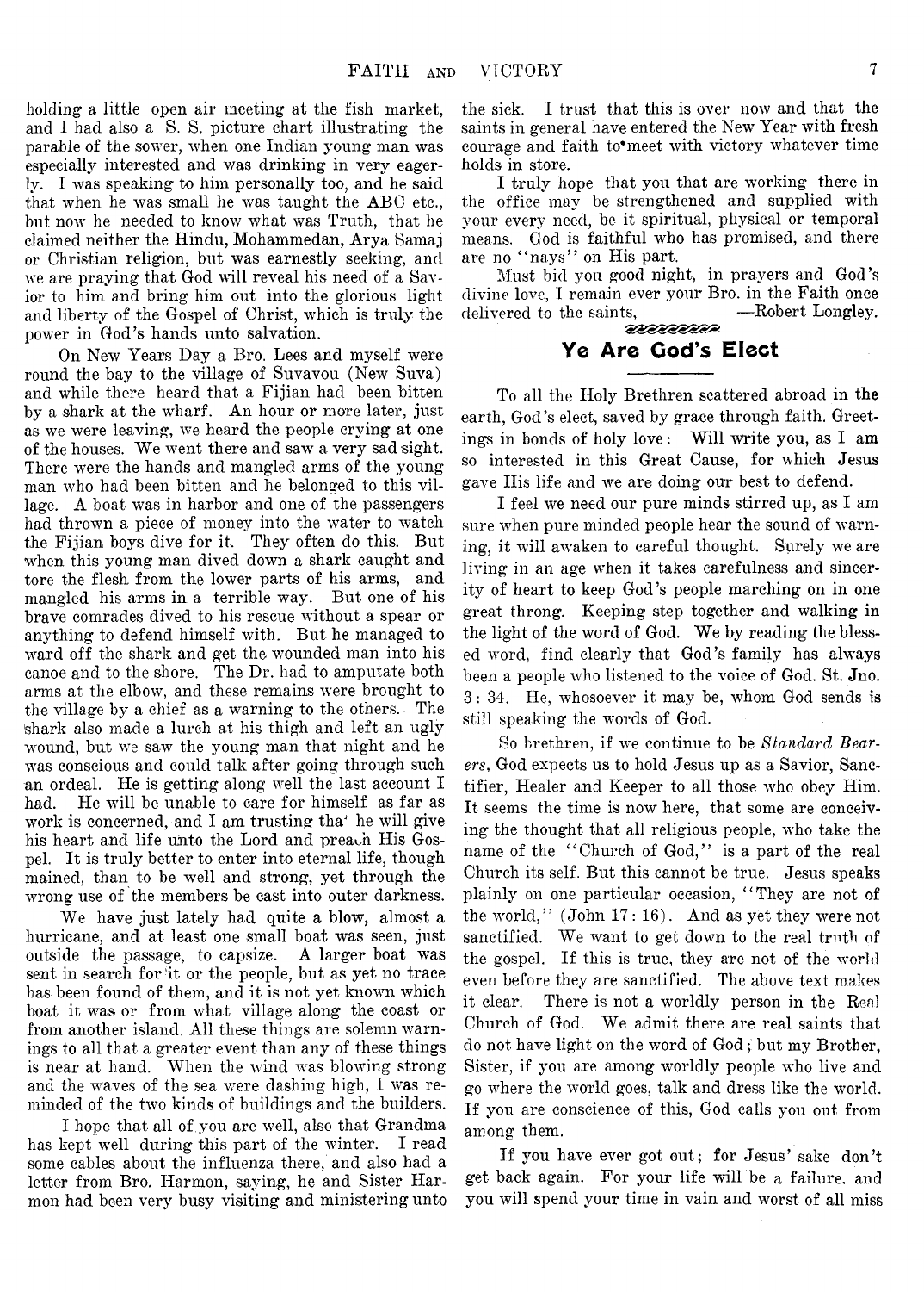holding a little open air meeting at the fish market, and I had also a S. S. picture chart illustrating the parable of the sower, when one Indian young man was especially interested and was drinking in very eagerly. I was speaking to him personally too, and he said that when he was small he was taught the ABC etc., but now he needed to know what was Truth, that he claimed neither the Hindu, Mohammedan, Arya Samaj or Christian religion, but was earnestly seeking, and we are praying that God will reveal his need of a Savior to him and bring him out into the glorious light and liberty of the Gospel of Christ, which is truly the power in God's hands unto salvation.

On New Years Day a Bro. Lees and myself were round the bay to the village of Suvavou (New Suva) and while there heard that a Fijian had been bitten by a shark at the wharf. An hour or more later, just as we were leaving, we heard the people crying at one of the houses. We went there and saw a very sad sight. There were the hands and mangled arms of the young man who had been bitten and he belonged to this village. A boat was in harbor and one of the passengers had thrown a piece of money into the water to watch the Fijian boys dive for it. They often do this. But when this young man dived down a shark caught and tore the flesh from the lower parts of his arms, and mangled his arms in a terrible way. But one of his brave comrades dived to his rescue without a spear or anything to defend himself with. But he managed to ward off the shark and get the wounded man into his canoe and to the shore. The Dr. had to amputate both arms at the elbow, and these remains were brought to the village by a chief as a warning to the others. The shark also made a lurch at his thigh and left an ugly wound, but we saw the young man that night and he was conscious and could talk after going through such an ordeal. He is getting along well the last account I had. He will be unable to care for himself as far as work is concerned, and I am trusting tha' he will give his heart and life unto the Lord and preach His Gospel. It is truly better to enter into eternal life, though mained, than to be well and strong, yet through the wrong use of the members be cast into outer darkness.

We have just lately had quite a blow, almost a hurricane, and at least one small boat was seen, just outside the passage, to capsize. A larger boat was sent in search for it or the people, but as yet no trace has been found of them, and it is not yet known which boat it was or from what village along the coast or from another island. All these things are solemn warnings to all that a greater event than any of these things is near at hand. When the wind was blowing strong and the waves of the sea were dashing high, I was reminded of the two kinds of buildings and the builders.

I hope that all of you are well, also that Grandma has kept well during this part of the winter. I read some cables about the influenza there, and also had a letter from Bro. Harmon, saying, he and Sister Harmon had been very busy visiting and ministering unto the sick. I trust that this is over now and that the saints in general have entered the New Year with fresh courage and faith to meet with victory whatever time holds in store.

I truly hope that you that are working there in the office may be strengthened and supplied with your every need, be it spiritual, physical or temporal means. God is faithful who has promised, and there are no "nays" on His part.

Must bid you good night, in prayers and God's divine love, I remain ever your Bro. in the Faith once delivered to the saints, —Robert Longley.

## Ye Are God's Elect

To all the Holy Brethren scattered abroad in the earth, God's elect, saved by grace through faith. Greetings in bonds of holy love: Will write you, as I am so interested in this Great Cause, for which Jesus gave His life and we are doing our best to defend.

I feel we need our pure minds stirred up, as I am sure when pure minded people hear the sound of warning, it will awaken to careful thought. Surely we are living in an age when it takes carefulness and sincerity of heart to keep God's people marching on in one great throng. Keeping step together and walking in the light of the word of God. We by reading the blessed word, find clearly that God's family has always been a people who listened to the voice of God. St. Jno. 3: 34. He, whosoever it may be, whom God sends is still speaking the words of God.

So brethren, if we continue to be *Standard Bearers*, God expects us to hold Jesus up as a Savior, Sanctifier, Healer and Keeper to all those who obey Him. It seems the time is now here, that some are conceiving the thought that all religious people, who take the name of the "Church of God," is a part of the real Church its self. But this cannot be true. Jesus speaks plainly on one particular occasion, "They are not of the world," (John 17: 16). And as yet they were not sanctified. We want to get down to the real truth of the gospel. If this is true, they are not of the world even before they are sanctified. The above text makes it clear. There is not a worldly person in the Real Church of God. We admit there are real saints that do not have light on the word of God; but my Brother, Sister, if you are among worldly people who live and go where the world goes, talk and dress like the world. If you are conscience of this, God calls you out from among them.

If you have ever got out; for Jesus' sake don't get back again. For your life will be a failure, and you will spend your time in vain and worst of all miss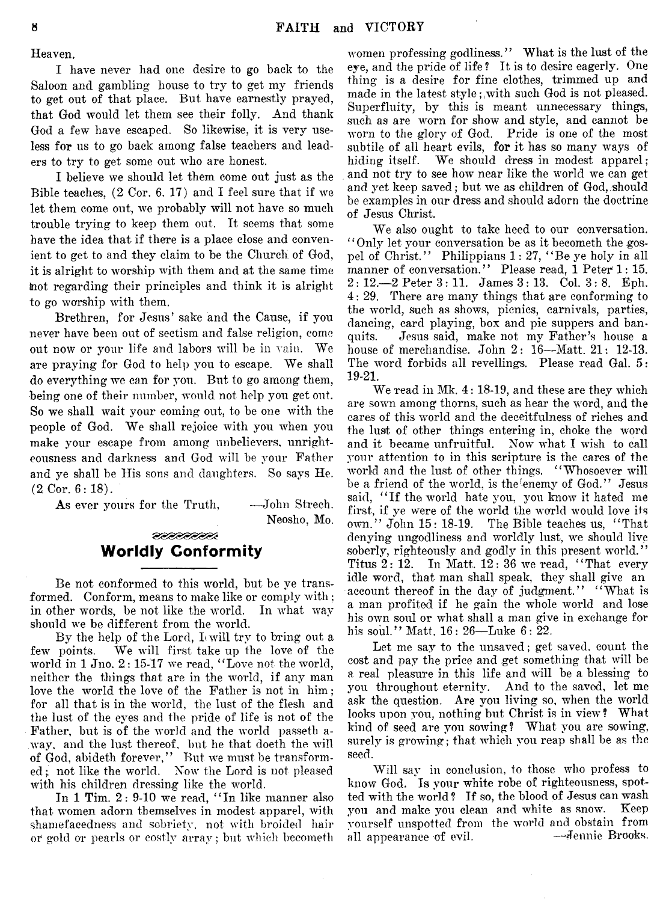Heaven.

I have never had one desire to go back to the Saloon and gambling house to try to get my friends to get out of that place. But have earnestly prayed, that God would let them see their folly. And thank God a few have escaped. So likewise, it is very useless for us to go back among false teachers and leaders to try to get some out who are honest.

I believe we should let them come out just as the Bible teaches, (2 Cor. 6. 17) and I feel sure that if we let them come out, we probably will not have so much trouble trying to keep them out. It seems that some have the idea that if there is a place close and convenient to get to and they claim to be the Church of God, it is alright to worship with them and at the same time not regarding their principles and think it is alright to go worship with them.

Brethren, for Jesus' sake and the Cause, if you never have been out of sectism and false religion, come out now or your life and labors will be in vain. We are praying for God to help you to escape. We shall do everything we can for you. But to go among them, being one of their number, would not help you get out. So we shall wait your coming out, to be one with the people of God. We shall rejoice with you when you make your escape from among unbelievers, unrighteousness and darkness and God will be your Father and ye shall be His sons and daughters. So says He. (2 Cor. 6: 18).

As ever yours for the Truth, —John Strech.
Neosho, Mo.

## Worldly Conformity

Be not conformed to this world, but be ye transformed. Conform, means to make like or comply with; in other words, be not like the world. In what way should we be different from the world.

By the help of the Lord, I will try to bring out a few points. We will first take up the love of the world in 1 Jno. 2: 15-17 we read, "Love not the world, neither the things that are in the world, if any man love the world the love of the Father is not in him; for all that is in the world, the lust of the flesh and the lust of the eyes and the pride of life is not of the Father, but is of the world and the world passeth away, and the lust thereof, but he that doeth the will of God, abideth forever," But we must be transformed; not like the world. Now the Lord is not pleased with his children dressing like the world.

In 1 Tim. 2: 9-10 we read, "In like manner also that women adorn themselves in modest apparel, with shamefacedness and sobriety, not with broided hair or gold or pearls or costly array; but which becometh women professing godliness." What is the lust of the eye, and the pride of life? It is to desire eagerly. One thing is a desire for fine clothes, trimmed up and made in the latest style; with such God is not pleased. Superfluity, by this is meant unnecessary things, such as are worn for show and style, and cannot be worn to the glory of God. Pride is one of the most subtile of all heart evils, for it has so many ways of hiding itself. We should dress in modest apparel; and not try to see how near like the world we can get and yet keep saved; but we as children of God, should be examples in our dress and should adorn the doctrine of Jesus Christ.

We also ought to take heed to our conversation. "Only let your conversation be as it becometh the gospel of Christ." Philippians 1: 27, "Be ye holy in all manner of conversation." Please read, 1 Peter 1: 15. 2: 12.—2 Peter 3: 11. James 3: 13. Col. 3: 8. Eph. 4: 29. There are many things that are conforming to the world, such as shows, picnics, carnivals, parties, dancing, card playing, box and pie suppers and banquits. Jesus said, make not my Father's house a house of merchandise. John 2: 16—Matt. 21: 12-13. The word forbids all revellings. Please read Gal. 5: 19-21.

We read in Mk. 4: 18-19, and these are they which are sown among thorns, such as hear the word, and the cares of this world and the deceitfulness of riches and the lust of other things entering in, choke the word and it became unfruitful. Now what I wish to call your attention to in this scripture is the cares of the world and the lust of other things. "Whosoever will be a friend of the world, is the enemy of God." Jesus said, "If the world hate you, you know it hated me first, if ye were of the world the world would love its own." John 15: 18-19. The Bible teaches us, "That denying ungodliness and worldly lust, we should live soberly, righteously and godly in this present world." Titus 2: 12. In Matt. 12: 36 we read, "That every idle word, that man shall speak, they shall give an account thereof in the day of judgment." "What is a man profited if he gain the whole world and lose his own soul or what shall a man give in exchange for his soul." Matt. 16: 26—Luke 6: 22.

Let me say to the unsaved; get saved. count the cost and pay the price and get something that will be a real pleasure in this life and will be a blessing to you throughout eternity. And to the saved, let me ask the question. Are you living so, when the world looks upon you, nothing but Christ is in view? What kind of seed are you sowing? What you are sowing, surely is growing; that which you reap shall be as the seed.

Will say in conclusion, to those who profess to know God. Is your white robe of righteousness, spotted with the world? If so, the blood of Jesus can wash you and make you clean and white as snow. Keep yourself unspotted from the world and obstain from all appearance of evil. —Jennie Brooks.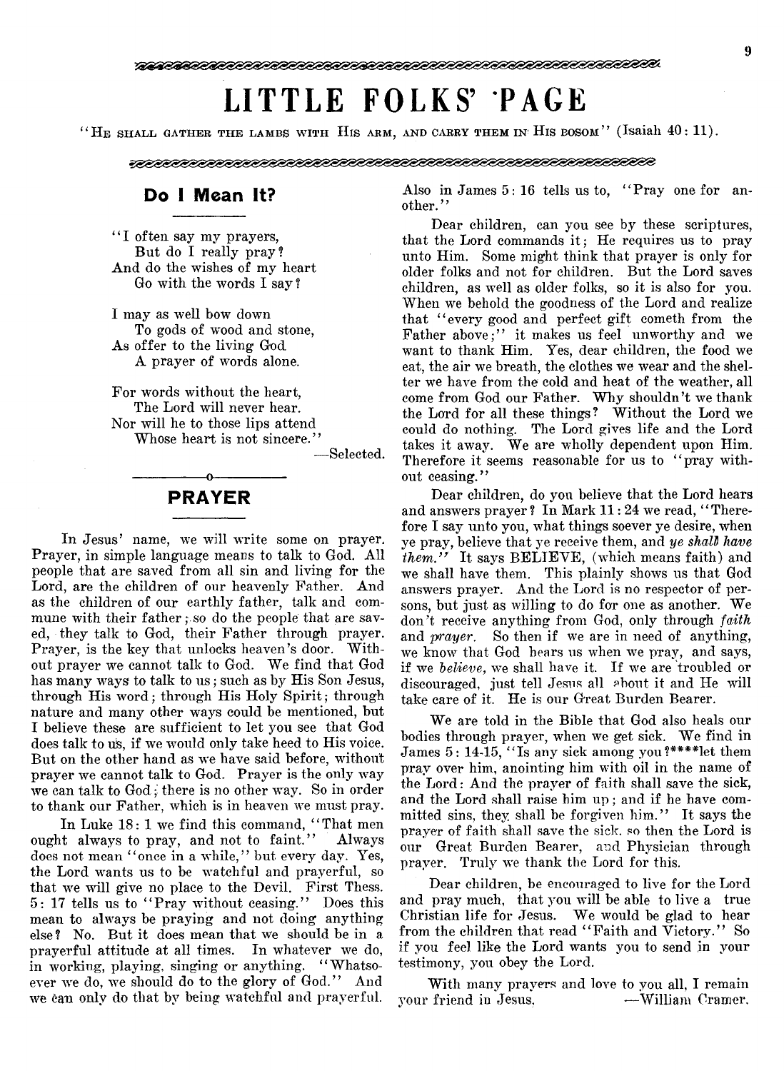# LITTLE FOLKS' PAGE

"HE SHALL GATHER THE LAMBS WITH HIS ARM, AND CARRY THEM IN HIS BOSOM" (Isaiah 40: 11).

## Do I Mean It?

"I often say my prayers,
But do I really pray?
And do the wishes of my heart
Go with the words I say?

I may as well bow down
To gods of wood and stone,
As offer to the living God
A prayer of words alone.

For words without the heart,
The Lord will never hear.
Nor will he to those lips attend
Whose heart is not sincere."

—Selected.

## PRAYER

In Jesus' name, we will write some on prayer. Prayer, in simple language means to talk to God. All people that are saved from all sin and living for the Lord, are the children of our heavenly Father. And as the children of our earthly father, talk and commune with their father; so do the people that are saved, they talk to God, their Father through prayer. Prayer, is the key that unlocks heaven's door. Without prayer we cannot talk to God. We find that God has many ways to talk to us; such as by His Son Jesus, through His word; through His Holy Spirit; through nature and many other ways could be mentioned, but I believe these are sufficient to let you see that God does talk to us, if we would only take heed to His voice. But on the other hand as we have said before, without prayer we cannot talk to God. Prayer is the only way we can talk to God; there is no other way. So in order to thank our Father, which is in heaven we must pray.

In Luke 18: 1 we find this command, "That men ought always to pray, and not to faint." Always does not mean "once in a while," but every day. Yes, the Lord wants us to be watchful and prayerful, so that we will give no place to the Devil. First Thess. 5: 17 tells us to "Pray without ceasing." Does this mean to always be praying and not doing anything else? No. But it does mean that we should be in a prayerful attitude at all times. In whatever we do, in working, playing, singing or anything. "Whatsoever we do, we should do to the glory of God." And we can only do that by being watchful and prayerful. Also in James 5: 16 tells us to, "Pray one for another."

Dear children, can you see by these scriptures, that the Lord commands it; He requires us to pray unto Him. Some might think that prayer is only for older folks and not for children. But the Lord saves children, as well as older folks, so it is also for you. When we behold the goodness of the Lord and realize that "every good and perfect gift cometh from the Father above;" it makes us feel unworthy and we want to thank Him. Yes, dear children, the food we eat, the air we breath, the clothes we wear and the shelter we have from the cold and heat of the weather, all come from God our Father. Why shouldn't we thank the Lord for all these things? Without the Lord we could do nothing. The Lord gives life and the Lord takes it away. We are wholly dependent upon Him. Therefore it seems reasonable for us to "pray without ceasing."

Dear children, do you believe that the Lord hears and answers prayer? In Mark 11: 24 we read, "Therefore I say unto you, what things soever ye desire, when ye pray, believe that ye receive them, and *ye shall have them.*" It says BELIEVE, (which means faith) and we shall have them. This plainly shows us that God answers prayer. And the Lord is no respecter of persons, but just as willing to do for one as another. We don't receive anything from God, only through *faith* and *prayer.* So then if we are in need of anything, we know that God hears us when we pray, and says, if we *believe,* we shall have it. If we are troubled or discouraged, just tell Jesus about it and He will take care of it. He is our Great Burden Bearer.

We are told in the Bible that God also heals our bodies through prayer, when we get sick. We find in James 5: 14-15, "Is any sick among you?****let them pray over him, anointing him with oil in the name of the Lord: And the prayer of faith shall save the sick, and the Lord shall raise him up; and if he have committed sins, they shall be forgiven him." It says the prayer of faith shall save the sick, so then the Lord is our Great Burden Bearer, and Physician through prayer. Truly we thank the Lord for this.

Dear children, be encouraged to live for the Lord and pray much, that you will be able to live a true Christian life for Jesus. We would be glad to hear from the children that read "Faith and Victory." So if you feel like the Lord wants you to send in your testimony, you obey the Lord.

With many prayers and love to you all, I remain your friend in Jesus. —William Cramer.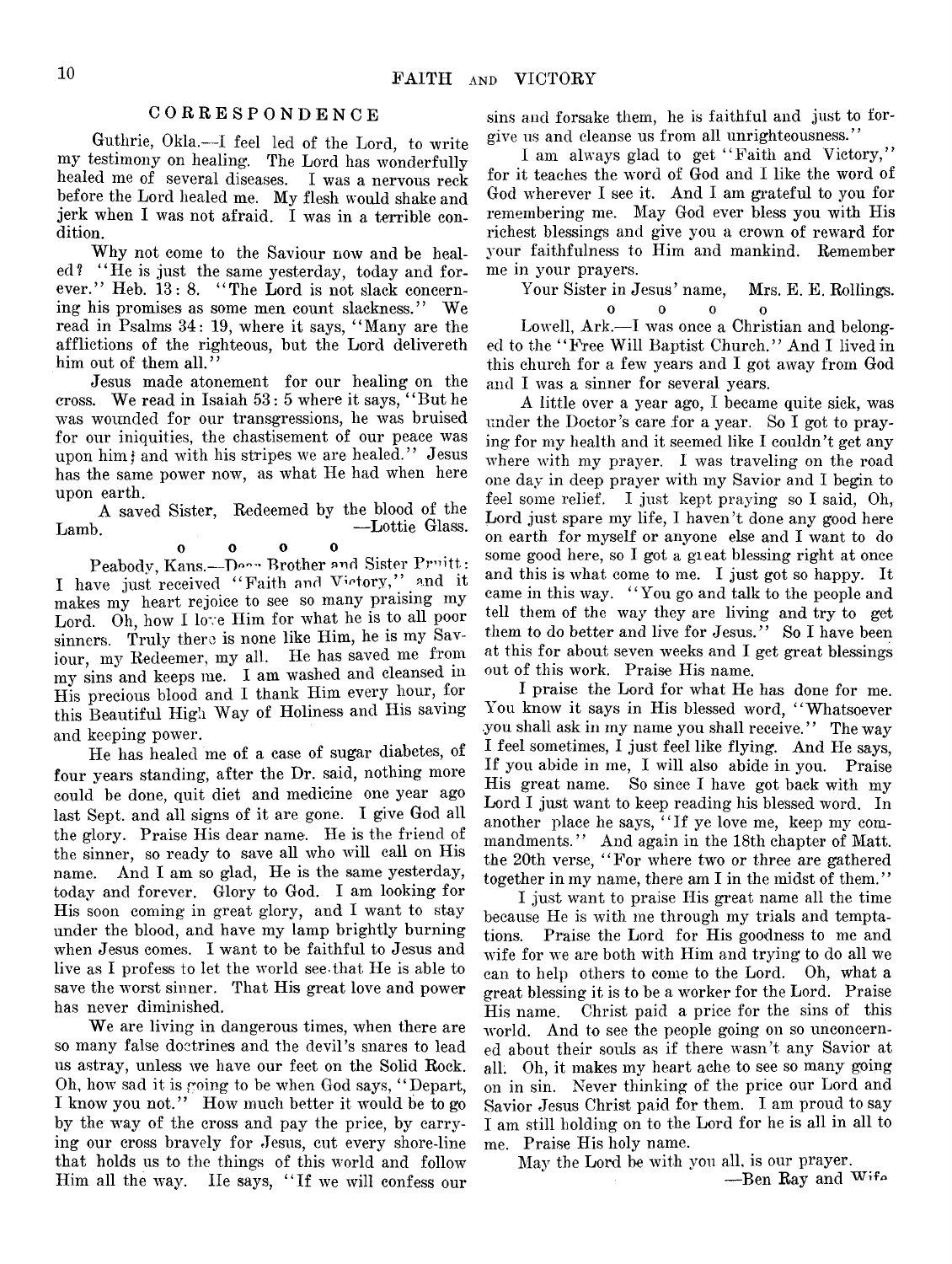## CORRESPONDENCE

Guthrie, Okla.—I feel led of the Lord, to write my testimony on healing. The Lord has wonderfully healed me of several diseases. I was a nervous reck before the Lord healed me. My flesh would shake and jerk when I was not afraid. I was in a terrible condition.

Why not come to the Saviour now and be healed? "He is just the same yesterday, today and forever." Heb. 13: 8. "The Lord is not slack concerning his promises as some men count slackness." We read in Psalms 34: 19, where it says, "Many are the afflictions of the righteous, but the Lord delivereth him out of them all."

Jesus made atonement for our healing on the cross. We read in Isaiah 53: 5 where it says, "But he was wounded for our transgressions, he was bruised for our iniquities, the chastisement of our peace was upon him; and with his stripes we are healed." Jesus has the same power now, as what He had when here upon earth.

A saved Sister, Redeemed by the blood of the Lamb. —Lottie Glass.

o o o o

Peabody, Kans.—Dear Brother and Sister Pruitt: I have just received "Faith and Victory," and it makes my heart rejoice to see so many praising my Lord. Oh, how I love Him for what he is to all poor sinners. Truly there is none like Him, he is my Saviour, my Redeemer, my all. He has saved me from my sins and keeps me. I am washed and cleansed in His precious blood and I thank Him every hour, for this Beautiful High Way of Holiness and His saving and keeping power.

He has healed me of a case of sugar diabetes, of four years standing, after the Dr. said, nothing more could be done, quit diet and medicine one year ago last Sept. and all signs of it are gone. I give God all the glory. Praise His dear name. He is the friend of the sinner, so ready to save all who will call on His name. And I am so glad, He is the same yesterday, today and forever. Glory to God. I am looking for His soon coming in great glory, and I want to stay under the blood, and have my lamp brightly burning when Jesus comes. I want to be faithful to Jesus and live as I profess to let the world see that He is able to save the worst sinner. That His great love and power has never diminished.

We are living in dangerous times, when there are so many false doctrines and the devil's snares to lead us astray, unless we have our feet on the Solid Rock. Oh, how sad it is going to be when God says, "Depart, I know you not." How much better it would be to go by the way of the cross and pay the price, by carrying our cross bravely for Jesus, cut every shore-line that holds us to the things of this world and follow Him all the way. He says, "If we will confess our sins and forsake them, he is faithful and just to forgive us and cleanse us from all unrighteousness."

I am always glad to get "Faith and Victory," for it teaches the word of God and I like the word of God wherever I see it. And I am grateful to you for remembering me. May God ever bless you with His richest blessings and give you a crown of reward for your faithfulness to Him and mankind. Remember me in your prayers.

Your Sister in Jesus' name, Mrs. E. E. Rollings.

o o o o

Lowell, Ark.—I was once a Christian and belonged to the "Free Will Baptist Church." And I lived in this church for a few years and I got away from God and I was a sinner for several years.

A little over a year ago, I became quite sick, was under the Doctor's care for a year. So I got to praying for my health and it seemed like I couldn't get any where with my prayer. I was traveling on the road one day in deep prayer with my Savior and I begin to feel some relief. I just kept praying so I said, Oh, Lord just spare my life, I haven't done any good here on earth for myself or anyone else and I want to do some good here, so I got a great blessing right at once and this is what come to me. I just got so happy. It came in this way. "You go and talk to the people and tell them of the way they are living and try to get them to do better and live for Jesus." So I have been at this for about seven weeks and I get great blessings out of this work. Praise His name.

I praise the Lord for what He has done for me. You know it says in His blessed word, "Whatsoever you shall ask in my name you shall receive." The way I feel sometimes, I just feel like flying. And He says, If you abide in me, I will also abide in you. Praise His great name. So since I have got back with my Lord I just want to keep reading his blessed word. In another place he says, "If ye love me, keep my commandments." And again in the 18th chapter of Matt. the 20th verse, "For where two or three are gathered together in my name, there am I in the midst of them."

I just want to praise His great name all the time because He is with me through my trials and temptations. Praise the Lord for His goodness to me and wife for we are both with Him and trying to do all we can to help others to come to the Lord. Oh, what a great blessing it is to be a worker for the Lord. Praise His name. Christ paid a price for the sins of this world. And to see the people going on so unconcerned about their souls as if there wasn't any Savior at all. Oh, it makes my heart ache to see so many going on in sin. Never thinking of the price our Lord and Savior Jesus Christ paid for them. I am proud to say I am still holding on to the Lord for he is all in all to me. Praise His holy name.

May the Lord be with you all, is our prayer.

—Ben Ray and Wife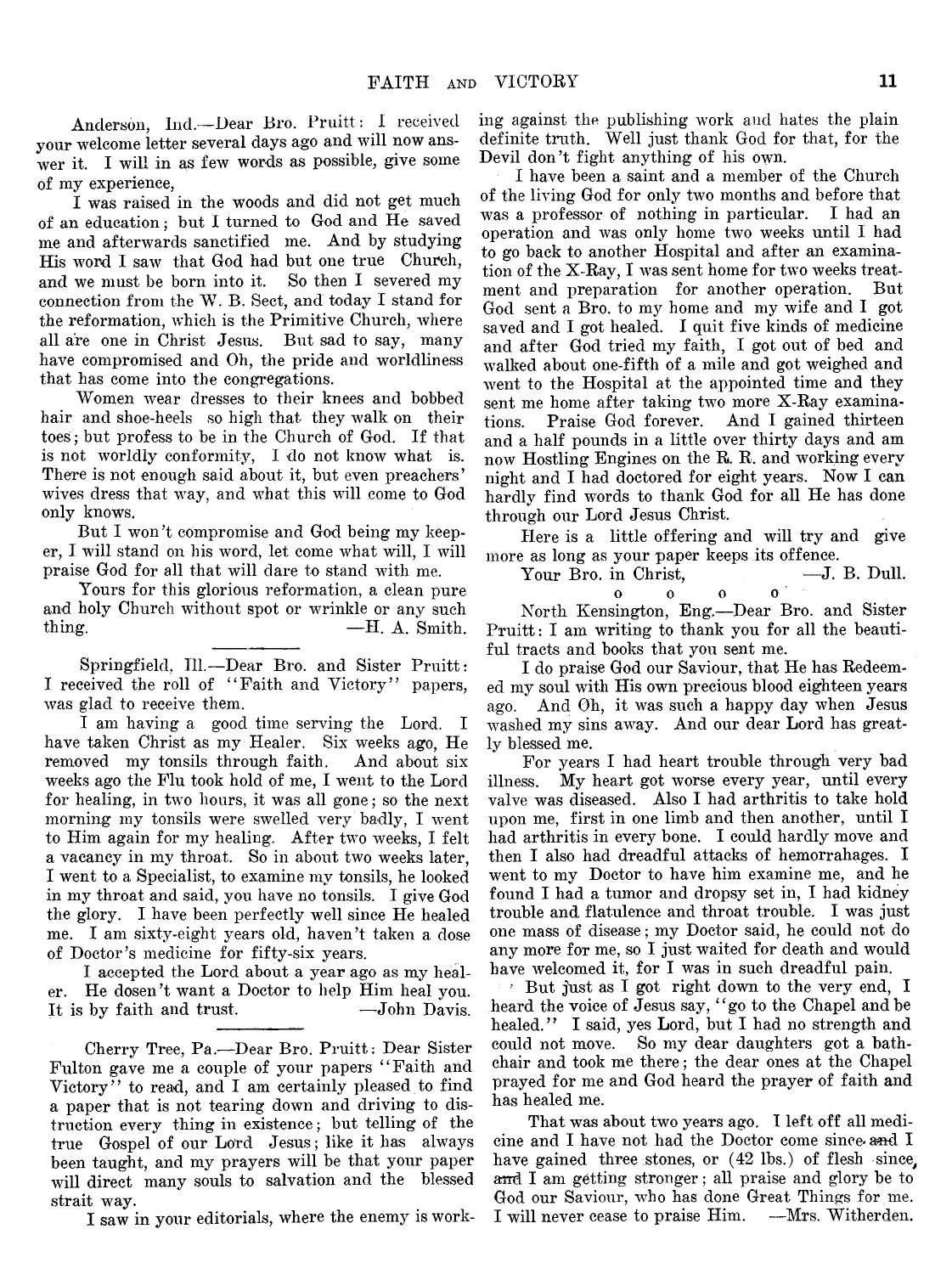Anderson, Ind.—Dear Bro. Pruitt: I received your welcome letter several days ago and will now answer it. I will in as few words as possible, give some of my experience,

I was raised in the woods and did not get much of an education; but I turned to God and He saved me and afterwards sanctified me. And by studying His word I saw that God had but one true Church, and we must be born into it. So then I severed my connection from the W. B. Sect, and today I stand for the reformation, which is the Primitive Church, where all are one in Christ Jesus. But sad to say, many have compromised and Oh, the pride and worldliness that has come into the congregations.

Women wear dresses to their knees and bobbed hair and shoe-heels so high that they walk on their toes; but profess to be in the Church of God. If that is not worldly conformity, I do not know what is. There is not enough said about it, but even preachers' wives dress that way, and what this will come to God only knows.

But I won't compromise and God being my keeper, I will stand on his word, let come what will, I will praise God for all that will dare to stand with me.

Yours for this glorious reformation, a clean pure and holy Church without spot or wrinkle or any such thing. —H. A. Smith.

---

Springfield, Ill.—Dear Bro. and Sister Pruitt: I received the roll of "Faith and Victory" papers, was glad to receive them.

I am having a good time serving the Lord. I have taken Christ as my Healer. Six weeks ago, He removed my tonsils through faith. And about six weeks ago the Flu took hold of me, I went to the Lord for healing, in two hours, it was all gone; so the next morning my tonsils were swelled very badly, I went to Him again for my healing. After two weeks, I felt a vacancy in my throat. So in about two weeks later, I went to a Specialist, to examine my tonsils, he looked in my throat and said, you have no tonsils. I give God the glory. I have been perfectly well since He healed me. I am sixty-eight years old, haven't taken a dose of Doctor's medicine for fifty-six years.

I accepted the Lord about a year ago as my healer. He dosen't want a Doctor to help Him heal you. It is by faith and trust. —John Davis.

---

Cherry Tree, Pa.—Dear Bro. Pruitt: Dear Sister Fulton gave me a couple of your papers "Faith and Victory" to read, and I am certainly pleased to find a paper that is not tearing down and driving to distruction every thing in existence; but telling of the true Gospel of our Lord Jesus; like it has always been taught, and my prayers will be that your paper will direct many souls to salvation and the blessed strait way.

I saw in your editorials, where the enemy is working against the publishing work and hates the plain definite truth. Well just thank God for that, for the Devil don't fight anything of his own.

I have been a saint and a member of the Church of the living God for only two months and before that was a professor of nothing in particular. I had an operation and was only home two weeks until I had to go back to another Hospital and after an examination of the X-Ray, I was sent home for two weeks treatment and preparation for another operation. But God sent a Bro. to my home and my wife and I got saved and I got healed. I quit five kinds of medicine and after God tried my faith, I got out of bed and walked about one-fifth of a mile and got weighed and went to the Hospital at the appointed time and they sent me home after taking two more X-Ray examinations. Praise God forever. And I gained thirteen and a half pounds in a little over thirty days and am now Hostling Engines on the R. R. and working every night and I had doctored for eight years. Now I can hardly find words to thank God for all He has done through our Lord Jesus Christ.

Here is a little offering and will try and give more as long as your paper keeps its offence.

Your Bro. in Christ, —J. B. Dull.

o o o o

North Kensington, Eng.—Dear Bro. and Sister Pruitt: I am writing to thank you for all the beautiful tracts and books that you sent me.

I do praise God our Saviour, that He has Redeemed my soul with His own precious blood eighteen years ago. And Oh, it was such a happy day when Jesus washed my sins away. And our dear Lord has greatly blessed me.

For years I had heart trouble through very bad illness. My heart got worse every year, until every valve was diseased. Also I had arthritis to take hold upon me, first in one limb and then another, until I had arthritis in every bone. I could hardly move and then I also had dreadful attacks of hemorrahages. I went to my Doctor to have him examine me, and he found I had a tumor and dropsy set in, I had kidney trouble and flatulence and throat trouble. I was just one mass of disease; my Doctor said, he could not do any more for me, so I just waited for death and would have welcomed it, for I was in such dreadful pain.

But just as I got right down to the very end, I heard the voice of Jesus say, "go to the Chapel and be healed." I said, yes Lord, but I had no strength and could not move. So my dear daughters got a bath-chair and took me there; the dear ones at the Chapel prayed for me and God heard the prayer of faith and has healed me.

That was about two years ago. I left off all medicine and I have not had the Doctor come since and I have gained three stones, or (42 lbs.) of flesh since, and I am getting stronger; all praise and glory be to God our Saviour, who has done Great Things for me. I will never cease to praise Him. —Mrs. Witherden.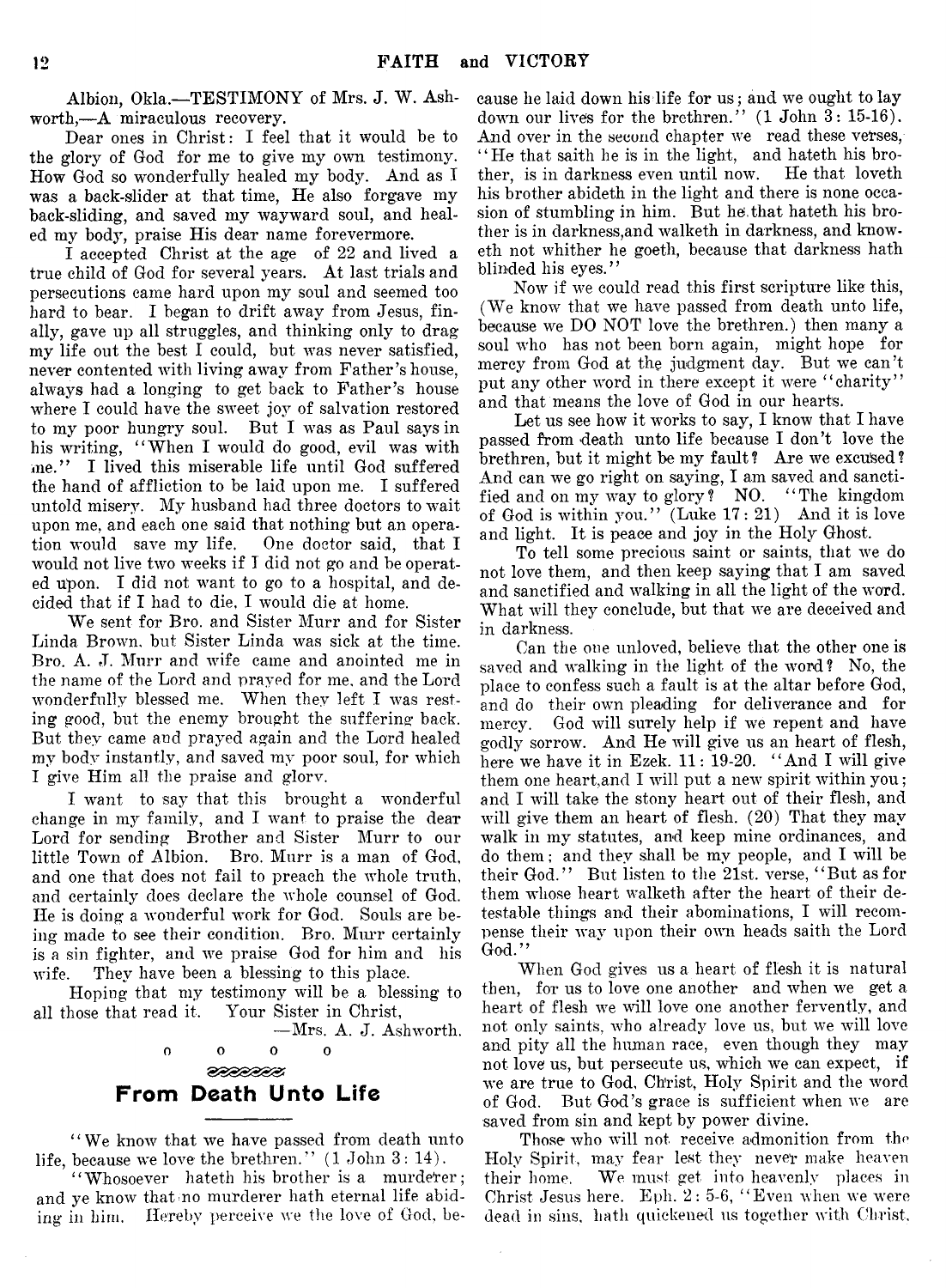Albion, Okla.—TESTIMONY of Mrs. J. W. Ashworth,—A miraculous recovery.

Dear ones in Christ: I feel that it would be to the glory of God for me to give my own testimony. How God so wonderfully healed my body. And as I was a back-slider at that time, He also forgave my back-sliding, and saved my wayward soul, and healed my body, praise His dear name forevermore.

I accepted Christ at the age of 22 and lived a true child of God for several years. At last trials and persecutions came hard upon my soul and seemed too hard to bear. I began to drift away from Jesus, finally, gave up all struggles, and thinking only to drag my life out the best I could, but was never satisfied, never contented with living away from Father's house, always had a longing to get back to Father's house where I could have the sweet joy of salvation restored to my poor hungry soul. But I was as Paul says in his writing, "When I would do good, evil was with me." I lived this miserable life until God suffered the hand of affliction to be laid upon me. I suffered untold misery. My husband had three doctors to wait upon me, and each one said that nothing but an operation would save my life. One doctor said, that I would not live two weeks if I did not go and be operated upon. I did not want to go to a hospital, and decided that if I had to die, I would die at home.

We sent for Bro. and Sister Murr and for Sister Linda Brown, but Sister Linda was sick at the time. Bro. A. J. Murr and wife came and anointed me in the name of the Lord and prayed for me, and the Lord wonderfully blessed me. When they left I was resting good, but the enemy brought the suffering back. But they came and prayed again and the Lord healed my body instantly, and saved my poor soul, for which I give Him all the praise and glory.

I want to say that this brought a wonderful change in my family, and I want to praise the dear Lord for sending Brother and Sister Murr to our little Town of Albion. Bro. Murr is a man of God, and one that does not fail to preach the whole truth, and certainly does declare the whole counsel of God. He is doing a wonderful work for God. Souls are being made to see their condition. Bro. Murr certainly is a sin fighter, and we praise God for him and his wife. They have been a blessing to this place.

Hoping that my testimony will be a blessing to all those that read it. Your Sister in Christ,

—Mrs. A. J. Ashworth.

o o o o

## From Death Unto Life

"We know that we have passed from death unto life, because we love the brethren." (1 John 3: 14).

"Whosoever hateth his brother is a murderer; and ye know that no murderer hath eternal life abiding in him. Hereby perceive we the love of God, because he laid down his life for us; and we ought to lay down our lives for the brethren." (1 John 3: 15-16). And over in the second chapter we read these verses, "He that saith he is in the light, and hateth his brother, is in darkness even until now. He that loveth his brother abideth in the light and there is none occasion of stumbling in him. But he that hateth his brother is in darkness,and walketh in darkness, and knoweth not whither he goeth, because that darkness hath blinded his eyes."

Now if we could read this first scripture like this, (We know that we have passed from death unto life, because we DO NOT love the brethren.) then many a soul who has not been born again, might hope for mercy from God at the judgment day. But we can't put any other word in there except it were "charity" and that means the love of God in our hearts.

Let us see how it works to say, I know that I have passed from death unto life because I don't love the brethren, but it might be my fault? Are we excused? And can we go right on saying, I am saved and sanctified and on my way to glory? NO. "The kingdom of God is within you." (Luke 17: 21) And it is love and light. It is peace and joy in the Holy Ghost.

To tell some precious saint or saints, that we do not love them, and then keep saying that I am saved and sanctified and walking in all the light of the word. What will they conclude, but that we are deceived and in darkness.

Can the one unloved, believe that the other one is saved and walking in the light of the word? No, the place to confess such a fault is at the altar before God, and do their own pleading for deliverance and for mercy. God will surely help if we repent and have godly sorrow. And He will give us an heart of flesh, here we have it in Ezek. 11: 19-20. "And I will give them one heart,and I will put a new spirit within you; and I will take the stony heart out of their flesh, and will give them an heart of flesh. (20) That they may walk in my statutes, and keep mine ordinances, and do them; and they shall be my people, and I will be their God." But listen to the 21st. verse, "But as for them whose heart walketh after the heart of their detestable things and their abominations, I will recompense their way upon their own heads saith the Lord God."

When God gives us a heart of flesh it is natural then, for us to love one another and when we get a heart of flesh we will love one another fervently, and not only saints, who already love us, but we will love and pity all the human race, even though they may not love us, but persecute us, which we can expect, if we are true to God, Christ, Holy Spirit and the word of God. But God's grace is sufficient when we are saved from sin and kept by power divine.

Those who will not receive admonition from the Holy Spirit, may fear lest they never make heaven their home. We must get into heavenly places in Christ Jesus here. Eph. 2: 5-6, "Even when we were dead in sins, hath quickened us together with Christ,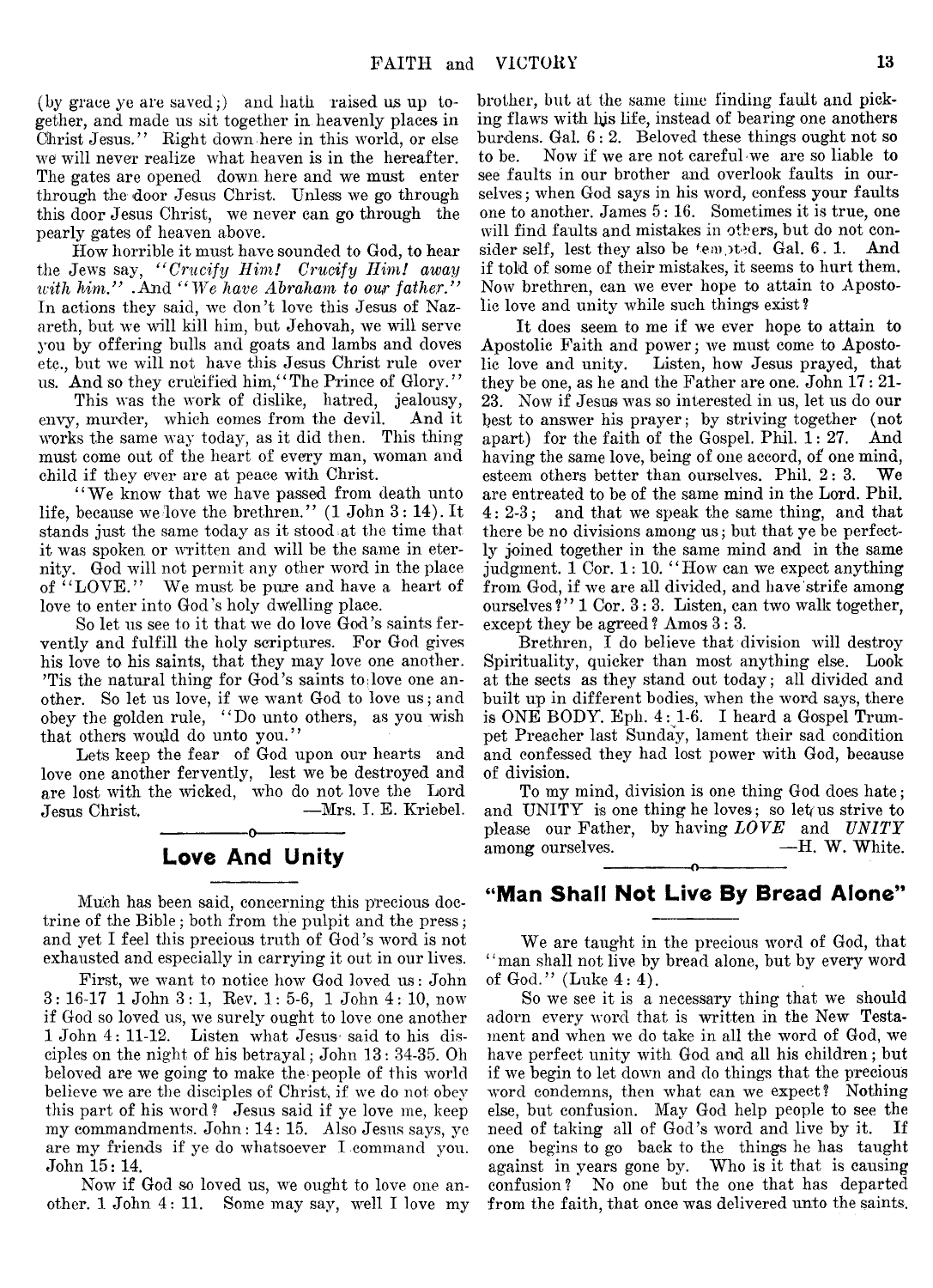(by grace ye are saved;) and hath raised us up together, and made us sit together in heavenly places in Christ Jesus." Right down here in this world, or else we will never realize what heaven is in the hereafter. The gates are opened down here and we must enter through the door Jesus Christ. Unless we go through this door Jesus Christ, we never can go through the pearly gates of heaven above.

How horrible it must have sounded to God, to hear the Jews say, *"Crucify Him! Crucify Him! away with him."* And *"We have Abraham to our father."* In actions they said, we don't love this Jesus of Nazareth, but we will kill him, but Jehovah, we will serve you by offering bulls and goats and lambs and doves etc., but we will not have this Jesus Christ rule over us. And so they crucified him, "The Prince of Glory."

This was the work of dislike, hatred, jealousy, envy, murder, which comes from the devil. And it works the same way today, as it did then. This thing must come out of the heart of every man, woman and child if they ever are at peace with Christ.

"We know that we have passed from death unto life, because we love the brethren." (1 John 3: 14). It stands just the same today as it stood at the time that it was spoken or written and will be the same in eternity. God will not permit any other word in the place of "LOVE." We must be pure and have a heart of love to enter into God's holy dwelling place.

So let us see to it that we do love God's saints fervently and fulfill the holy scriptures. For God gives his love to his saints, that they may love one another. 'Tis the natural thing for God's saints to love one another. So let us love, if we want God to love us; and obey the golden rule, "Do unto others, as you wish that others would do unto you."

Lets keep the fear of God upon our hearts and love one another fervently, lest we be destroyed and are lost with the wicked, who do not love the Lord Jesus Christ. —Mrs. I. E. Kriebel.

## Love And Unity

Much has been said, concerning this precious doctrine of the Bible; both from the pulpit and the press; and yet I feel this precious truth of God's word is not exhausted and especially in carrying it out in our lives.

First, we want to notice how God loved us: John 3: 16-17 1 John 3: 1, Rev. 1: 5-6, 1 John 4: 10, now if God so loved us, we surely ought to love one another 1 John 4: 11-12. Listen what Jesus said to his disciples on the night of his betrayal; John 13: 34-35. Oh beloved are we going to make the people of this world believe we are the disciples of Christ, if we do not obey this part of his word? Jesus said if ye love me, keep my commandments. John: 14: 15. Also Jesus says, ye are my friends if ye do whatsoever I command you. John 15: 14.

Now if God so loved us, we ought to love one another. 1 John 4: 11. Some may say, well I love my brother, but at the same time finding fault and picking flaws with his life, instead of bearing one anothers burdens. Gal. 6: 2. Beloved these things ought not so to be. Now if we are not careful we are so liable to see faults in our brother and overlook faults in ourselves; when God says in his word, confess your faults one to another. James 5: 16. Sometimes it is true, one will find faults and mistakes in others, but do not consider self, lest they also be tempted. Gal. 6. 1. And if told of some of their mistakes, it seems to hurt them. Now brethren, can we ever hope to attain to Apostolic love and unity while such things exist?

It does seem to me if we ever hope to attain to Apostolic Faith and power; we must come to Apostolic love and unity. Listen, how Jesus prayed, that they be one, as he and the Father are one. John 17: 21-23. Now if Jesus was so interested in us, let us do our best to answer his prayer; by striving together (not apart) for the faith of the Gospel. Phil. 1: 27. And having the same love, being of one accord, of one mind, esteem others better than ourselves. Phil. 2: 3. We are entreated to be of the same mind in the Lord. Phil. 4: 2-3; and that we speak the same thing, and that there be no divisions among us; but that ye be perfectly joined together in the same mind and in the same judgment. 1 Cor. 1: 10. "How can we expect anything from God, if we are all divided, and have strife among ourselves?" 1 Cor. 3: 3. Listen, can two walk together, except they be agreed? Amos 3: 3.

Brethren, I do believe that division will destroy Spirituality, quicker than most anything else. Look at the sects as they stand out today; all divided and built up in different bodies, when the word says, there is ONE BODY. Eph. 4: 1-6. I heard a Gospel Trumpet Preacher last Sunday, lament their sad condition and confessed they had lost power with God, because of division.

To my mind, division is one thing God does hate; and UNITY is one thing he loves; so let us strive to please our Father, by having *LOVE* and *UNITY* among ourselves. —H. W. White.

## "Man Shall Not Live By Bread Alone"

We are taught in the precious word of God, that "man shall not live by bread alone, but by every word of God." (Luke 4: 4).

So we see it is a necessary thing that we should adorn every word that is written in the New Testament and when we do take in all the word of God, we have perfect unity with God and all his children; but if we begin to let down and do things that the precious word condemns, then what can we expect? Nothing else, but confusion. May God help people to see the need of taking all of God's word and live by it. If one begins to go back to the things he has taught against in years gone by. Who is it that is causing confusion? No one but the one that has departed from the faith, that once was delivered unto the saints.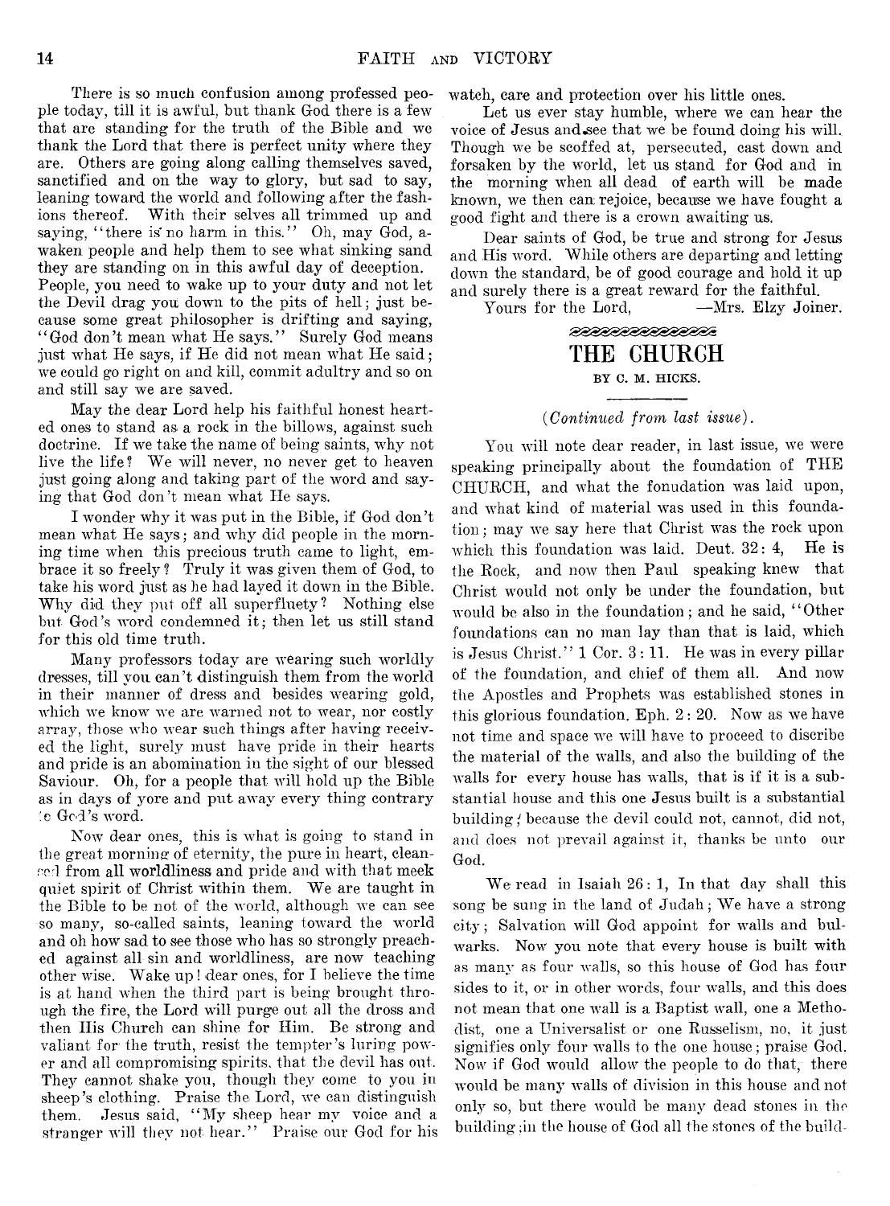There is so much confusion among professed people today, till it is awful, but thank God there is a few that are standing for the truth of the Bible and we thank the Lord that there is perfect unity where they are. Others are going along calling themselves saved, sanctified and on the way to glory, but sad to say, leaning toward the world and following after the fashions thereof. With their selves all trimmed up and saying, "there is no harm in this." Oh, may God, awaken people and help them to see what sinking sand they are standing on in this awful day of deception. People, you need to wake up to your duty and not let the Devil drag you down to the pits of hell; just because some great philosopher is drifting and saying, "God don't mean what He says." Surely God means just what He says, if He did not mean what He said; we could go right on and kill, commit adultry and so on and still say we are saved.

May the dear Lord help his faithful honest hearted ones to stand as a rock in the billows, against such doctrine. If we take the name of being saints, why not live the life? We will never, no never get to heaven just going along and taking part of the word and saying that God don't mean what He says.

I wonder why it was put in the Bible, if God don't mean what He says; and why did people in the morning time when this precious truth came to light, embrace it so freely? Truly it was given them of God, to take his word just as he had layed it down in the Bible. Why did they put off all superfluety? Nothing else but God's word condemned it; then let us still stand for this old time truth.

Many professors today are wearing such worldly dresses, till you can't distinguish them from the world in their manner of dress and besides wearing gold, which we know we are warned not to wear, nor costly array, those who wear such things after having received the light, surely must have pride in their hearts and pride is an abomination in the sight of our blessed Saviour. Oh, for a people that will hold up the Bible as in days of yore and put away every thing contrary to God's word.

Now dear ones, this is what is going to stand in the great morning of eternity, the pure in heart, cleansed from all worldliness and pride and with that meek quiet spirit of Christ within them. We are taught in the Bible to be not of the world, although we can see so many, so-called saints, leaning toward the world and oh how sad to see those who has so strongly preached against all sin and worldliness, are now teaching other wise. Wake up! dear ones, for I believe the time is at hand when the third part is being brought through the fire, the Lord will purge out all the dross and then His Church can shine for Him. Be strong and valiant for the truth, resist the tempter's luring power and all compromising spirits, that the devil has out. They cannot shake you, though they come to you in sheep's clothing. Praise the Lord, we can distinguish them. Jesus said, "My sheep hear my voice and a stranger will they not hear." Praise our God for his watch, care and protection over his little ones.

Let us ever stay humble, where we can hear the voice of Jesus and see that we be found doing his will. Though we be scoffed at, persecuted, cast down and forsaken by the world, let us stand for God and in the morning when all dead of earth will be made known, we then can rejoice, because we have fought a good fight and there is a crown awaiting us.

Dear saints of God, be true and strong for Jesus and His word. While others are departing and letting down the standard, be of good courage and hold it up and surely there is a great reward for the faithful.

Yours for the Lord, —Mrs. Elzy Joiner.

## THE CHURCH

BY C. M. HICKS.

*(Continued from last issue).*

You will note dear reader, in last issue, we were speaking principally about the foundation of THE CHURCH, and what the fonudation was laid upon, and what kind of material was used in this foundation; may we say here that Christ was the rock upon which this foundation was laid. Deut. 32: 4, He is the Rock, and now then Paul speaking knew that Christ would not only be under the foundation, but would be also in the foundation; and he said, "Other foundations can no man lay than that is laid, which is Jesus Christ." 1 Cor. 3: 11. He was in every pillar of the foundation, and chief of them all. And now the Apostles and Prophets was established stones in this glorious foundation. Eph. 2: 20. Now as we have not time and space we will have to proceed to discribe the material of the walls, and also the building of the walls for every house has walls, that is if it is a substantial house and this one Jesus built is a substantial building; because the devil could not, cannot, did not, and does not prevail against it, thanks be unto our God.

We read in Isaiah 26: 1, In that day shall this song be sung in the land of Judah; We have a strong city; Salvation will God appoint for walls and bulwarks. Now you note that every house is built with as many as four walls, so this house of God has four sides to it, or in other words, four walls, and this does not mean that one wall is a Baptist wall, one a Methodist, one a Universalist or one Russelism, no, it just signifies only four walls to the one house; praise God. Now if God would allow the people to do that, there would be many walls of division in this house and not only so, but there would be many dead stones in the building;in the house of God all the stones of the build-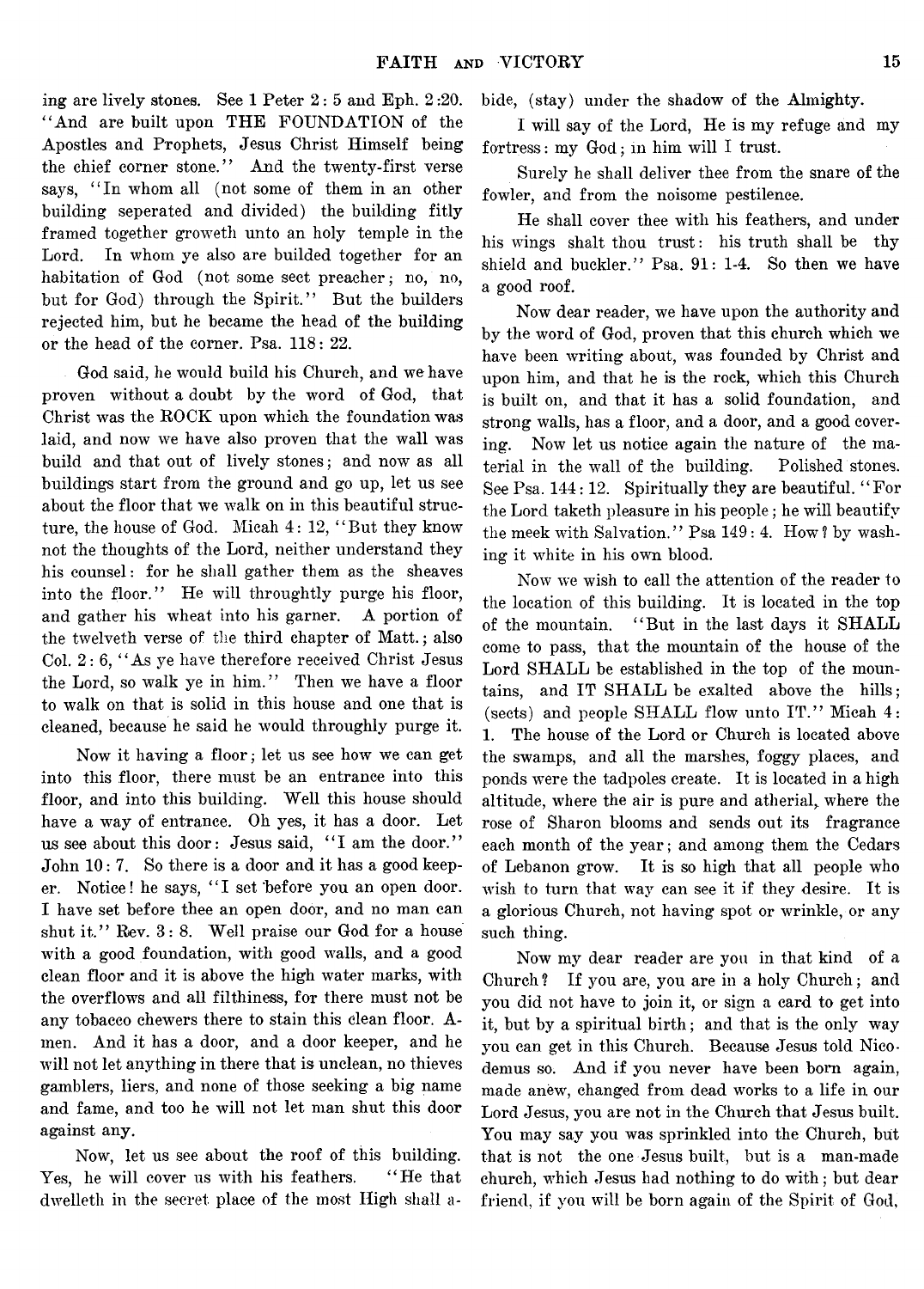ing are lively stones. See 1 Peter 2: 5 and Eph. 2:20. "And are built upon THE FOUNDATION of the Apostles and Prophets, Jesus Christ Himself being the chief corner stone." And the twenty-first verse says, "In whom all (not some of them in an other building seperated and divided) the building fitly framed together groweth unto an holy temple in the Lord. In whom ye also are builded together for an habitation of God (not some sect preacher; no, no, but for God) through the Spirit." But the builders rejected him, but he became the head of the building or the head of the corner. Psa. 118: 22.

God said, he would build his Church, and we have proven without a doubt by the word of God, that Christ was the ROCK upon which the foundation was laid, and now we have also proven that the wall was build and that out of lively stones; and now as all buildings start from the ground and go up, let us see about the floor that we walk on in this beautiful structure, the house of God. Micah 4: 12, "But they know not the thoughts of the Lord, neither understand they his counsel: for he shall gather them as the sheaves into the floor." He will throughtly purge his floor, and gather his wheat into his garner. A portion of the twelveth verse of the third chapter of Matt.; also Col. 2: 6, "As ye have therefore received Christ Jesus the Lord, so walk ye in him." Then we have a floor to walk on that is solid in this house and one that is cleaned, because he said he would throughly purge it.

Now it having a floor; let us see how we can get into this floor, there must be an entrance into this floor, and into this building. Well this house should have a way of entrance. Oh yes, it has a door. Let us see about this door: Jesus said, "I am the door." John 10: 7. So there is a door and it has a good keeper. Notice! he says, "I set before you an open door. I have set before thee an open door, and no man can shut it." Rev. 3: 8. Well praise our God for a house with a good foundation, with good walls, and a good clean floor and it is above the high water marks, with the overflows and all filthiness, for there must not be any tobacco chewers there to stain this clean floor. Amen. And it has a door, and a door keeper, and he will not let anything in there that is unclean, no thieves gamblers, liers, and none of those seeking a big name and fame, and too he will not let man shut this door against any.

Now, let us see about the roof of this building. Yes, he will cover us with his feathers. "He that dwelleth in the secret place of the most High shall abide, (stay) under the shadow of the Almighty.

I will say of the Lord, He is my refuge and my fortress: my God; in him will I trust.

Surely he shall deliver thee from the snare of the fowler, and from the noisome pestilence.

He shall cover thee with his feathers, and under his wings shalt thou trust: his truth shall be thy shield and buckler." Psa. 91: 1-4. So then we have a good roof.

Now dear reader, we have upon the authority and by the word of God, proven that this church which we have been writing about, was founded by Christ and upon him, and that he is the rock, which this Church is built on, and that it has a solid foundation, and strong walls, has a floor, and a door, and a good covering. Now let us notice again the nature of the material in the wall of the building. Polished stones. See Psa. 144: 12. Spiritually they are beautiful. "For the Lord taketh pleasure in his people; he will beautify the meek with Salvation." Psa 149: 4. How? by washing it white in his own blood.

Now we wish to call the attention of the reader to the location of this building. It is located in the top of the mountain. "But in the last days it SHALL come to pass, that the mountain of the house of the Lord SHALL be established in the top of the mountains, and IT SHALL be exalted above the hills; (sects) and people SHALL flow unto IT." Micah 4: 1. The house of the Lord or Church is located above the swamps, and all the marshes, foggy places, and ponds were the tadpoles create. It is located in a high altitude, where the air is pure and atherial, where the rose of Sharon blooms and sends out its fragrance each month of the year; and among them the Cedars of Lebanon grow. It is so high that all people who wish to turn that way can see it if they desire. It is a glorious Church, not having spot or wrinkle, or any such thing.

Now my dear reader are you in that kind of a Church? If you are, you are in a holy Church; and you did not have to join it, or sign a card to get into it, but by a spiritual birth; and that is the only way you can get in this Church. Because Jesus told Nicodemus so. And if you never have been born again, made anew, changed from dead works to a life in our Lord Jesus, you are not in the Church that Jesus built. You may say you was sprinkled into the Church, but that is not the one Jesus built, but is a man-made church, which Jesus had nothing to do with; but dear friend, if you will be born again of the Spirit of God,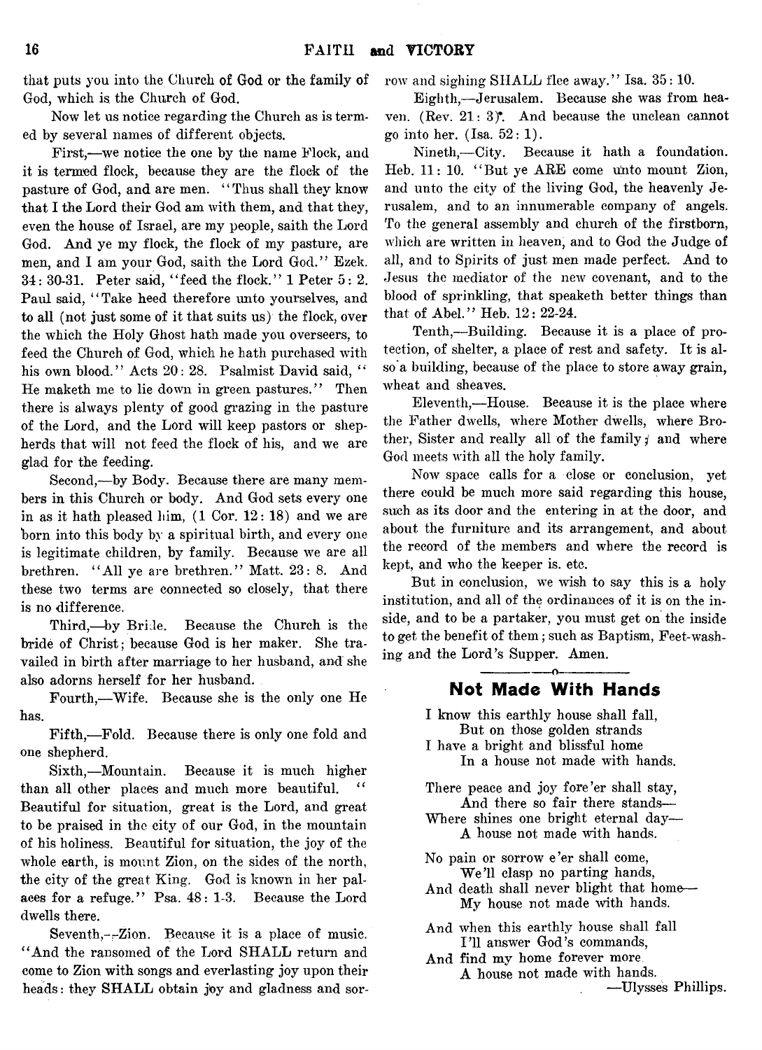that puts you into the Church of God or the family of God, which is the Church of God.

Now let us notice regarding the Church as is termed by several names of different objects.

First,—we notice the one by the name Flock, and it is termed flock, because they are the flock of the pasture of God, and are men. "Thus shall they know that I the Lord their God am with them, and that they, even the house of Israel, are my people, saith the Lord God. And ye my flock, the flock of my pasture, are men, and I am your God, saith the Lord God." Ezek. 34: 30-31. Peter said, "feed the flock." 1 Peter 5: 2. Paul said, "Take heed therefore unto yourselves, and to all (not just some of it that suits us) the flock, over the which the Holy Ghost hath made you overseers, to feed the Church of God, which he hath purchased with his own blood." Acts 20: 28. Psalmist David said, "He maketh me to lie down in green pastures." Then there is always plenty of good grazing in the pasture of the Lord, and the Lord will keep pastors or shepherds that will not feed the flock of his, and we are glad for the feeding.

Second,—by Body. Because there are many members in this Church or body. And God sets every one in as it hath pleased him, (1 Cor. 12: 18) and we are born into this body by a spiritual birth, and every one is legitimate children, by family. Because we are all brethren. "All ye are brethren." Matt. 23: 8. And these two terms are connected so closely, that there is no difference.

Third,—by Bride. Because the Church is the bride of Christ; because God is her maker. She travailed in birth after marriage to her husband, and she also adorns herself for her husband.

Fourth,—Wife. Because she is the only one He has.

Fifth,—Fold. Because there is only one fold and one shepherd.

Sixth,—Mountain. Because it is much higher than all other places and much more beautiful. "Beautiful for situation, great is the Lord, and great to be praised in the city of our God, in the mountain of his holiness. Beautiful for situation, the joy of the whole earth, is mount Zion, on the sides of the north, the city of the great King. God is known in her palaces for a refuge." Psa. 48: 1-3. Because the Lord dwells there.

Seventh,—Zion. Because it is a place of music. "And the ransomed of the Lord SHALL return and come to Zion with songs and everlasting joy upon their heads: they SHALL obtain joy and gladness and sorrow and sighing SHALL flee away." Isa. 35: 10.

Eighth,—Jerusalem. Because she was from heaven. (Rev. 21: 3). And because the unclean cannot go into her. (Isa. 52: 1).

Nineth,—City. Because it hath a foundation. Heb. 11: 10. "But ye ARE come unto mount Zion, and unto the city of the living God, the heavenly Jerusalem, and to an innumerable company of angels. To the general assembly and church of the firstborn, which are written in heaven, and to God the Judge of all, and to Spirits of just men made perfect. And to Jesus the mediator of the new covenant, and to the blood of sprinkling, that speaketh better things than that of Abel." Heb. 12: 22-24.

Tenth,—Building. Because it is a place of protection, of shelter, a place of rest and safety. It is also a building, because of the place to store away grain, wheat and sheaves.

Eleventh,—House. Because it is the place where the Father dwells, where Mother dwells, where Brother, Sister and really all of the family; and where God meets with all the holy family.

Now space calls for a close or conclusion, yet there could be much more said regarding this house, such as its door and the entering in at the door, and about the furniture and its arrangement, and about the record of the members and where the record is kept, and who the keeper is. etc.

But in conclusion, we wish to say this is a holy institution, and all of the ordinances of it is on the inside, and to be a partaker, you must get on the inside to get the benefit of them; such as Baptism, Feet-washing and the Lord's Supper. Amen.

## Not Made With Hands

I know this earthly house shall fall,
But on those golden strands
I have a bright and blissful home
In a house not made with hands.

There peace and joy fore'er shall stay,
And there so fair there stands—
Where shines one bright eternal day—
A house not made with hands.

No pain or sorrow e'er shall come,
We'll clasp no parting hands,
And death shall never blight that home—
My house not made with hands.

And when this earthly house shall fall
I'll answer God's commands,
And find my home forever more
A house not made with hands.

—Ulysses Phillips.